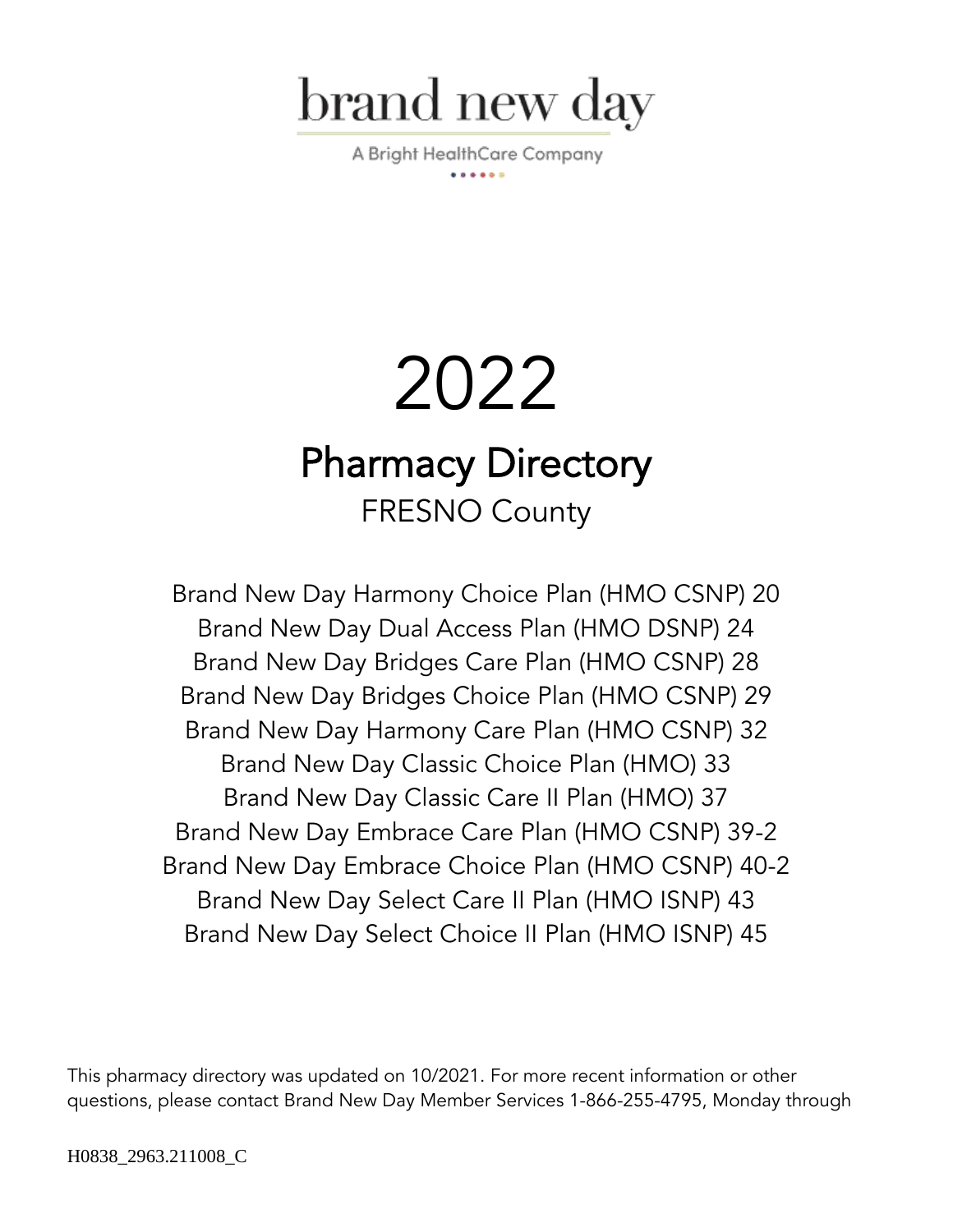brand new day

A Bright HealthCare Company

# 2022

# Pharmacy Directory

## FRESNO County

Brand New Day Harmony Choice Plan (HMO CSNP) 20
Brand New Day Dual Access Plan (HMO DSNP) 24
Brand New Day Bridges Care Plan (HMO CSNP) 28
Brand New Day Bridges Choice Plan (HMO CSNP) 29
Brand New Day Harmony Care Plan (HMO CSNP) 32
Brand New Day Classic Choice Plan (HMO) 33
Brand New Day Classic Care II Plan (HMO) 37
Brand New Day Embrace Care Plan (HMO CSNP) 39-2
Brand New Day Embrace Choice Plan (HMO CSNP) 40-2
Brand New Day Select Care II Plan (HMO ISNP) 43
Brand New Day Select Choice II Plan (HMO ISNP) 45

This pharmacy directory was updated on 10/2021. For more recent information or other questions, please contact Brand New Day Member Services 1-866-255-4795, Monday through

H0838_2963.211008_C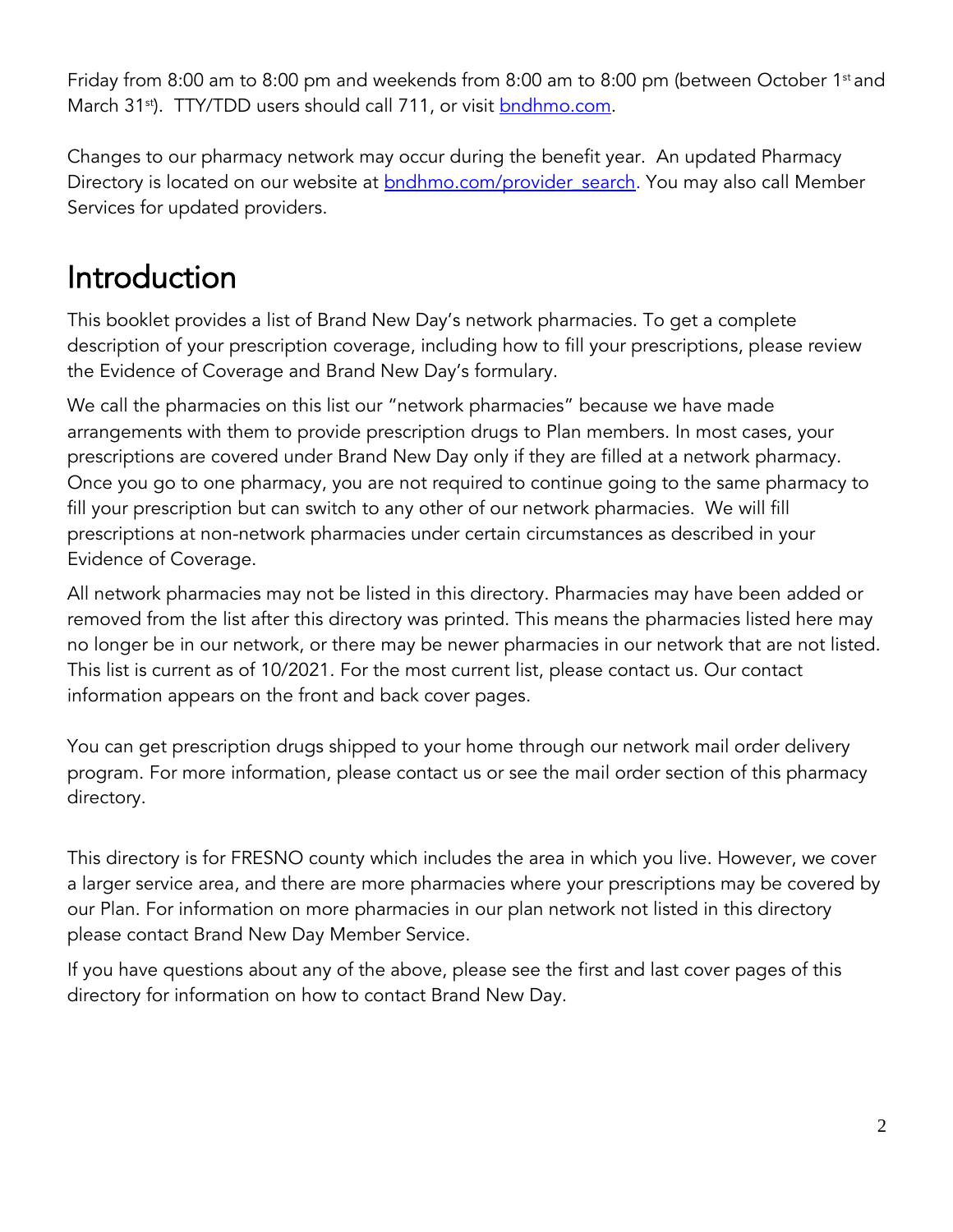Friday from 8:00 am to 8:00 pm and weekends from 8:00 am to 8:00 pm (between October 1st and March 31st). TTY/TDD users should call 711, or visit bndhmo.com.

Changes to our pharmacy network may occur during the benefit year. An updated Pharmacy Directory is located on our website at bndhmo.com/provider_search. You may also call Member Services for updated providers.

# Introduction

This booklet provides a list of Brand New Day's network pharmacies. To get a complete description of your prescription coverage, including how to fill your prescriptions, please review the Evidence of Coverage and Brand New Day's formulary.

We call the pharmacies on this list our "network pharmacies" because we have made arrangements with them to provide prescription drugs to Plan members. In most cases, your prescriptions are covered under Brand New Day only if they are filled at a network pharmacy. Once you go to one pharmacy, you are not required to continue going to the same pharmacy to fill your prescription but can switch to any other of our network pharmacies. We will fill prescriptions at non-network pharmacies under certain circumstances as described in your Evidence of Coverage.

All network pharmacies may not be listed in this directory. Pharmacies may have been added or removed from the list after this directory was printed. This means the pharmacies listed here may no longer be in our network, or there may be newer pharmacies in our network that are not listed. This list is current as of 10/2021. For the most current list, please contact us. Our contact information appears on the front and back cover pages.

You can get prescription drugs shipped to your home through our network mail order delivery program. For more information, please contact us or see the mail order section of this pharmacy directory.

This directory is for FRESNO county which includes the area in which you live. However, we cover a larger service area, and there are more pharmacies where your prescriptions may be covered by our Plan. For information on more pharmacies in our plan network not listed in this directory please contact Brand New Day Member Service.

If you have questions about any of the above, please see the first and last cover pages of this directory for information on how to contact Brand New Day.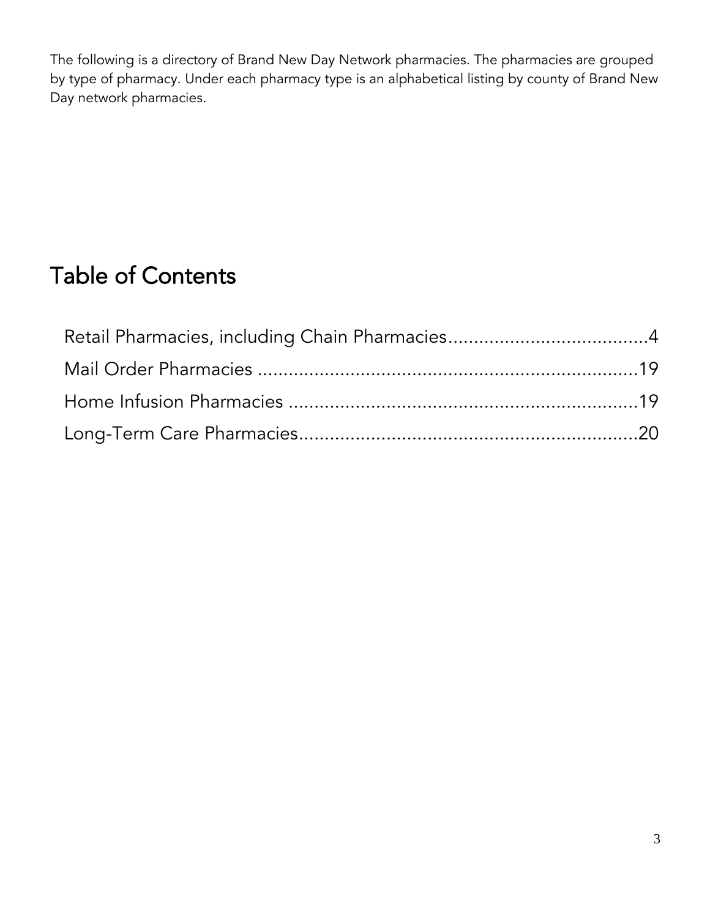The following is a directory of Brand New Day Network pharmacies. The pharmacies are grouped by type of pharmacy. Under each pharmacy type is an alphabetical listing by county of Brand New Day network pharmacies.

# Table of Contents

Retail Pharmacies, including Chain Pharmacies....................................4

Mail Order Pharmacies ........................................................................19

Home Infusion Pharmacies ..................................................................19

Long-Term Care Pharmacies................................................................20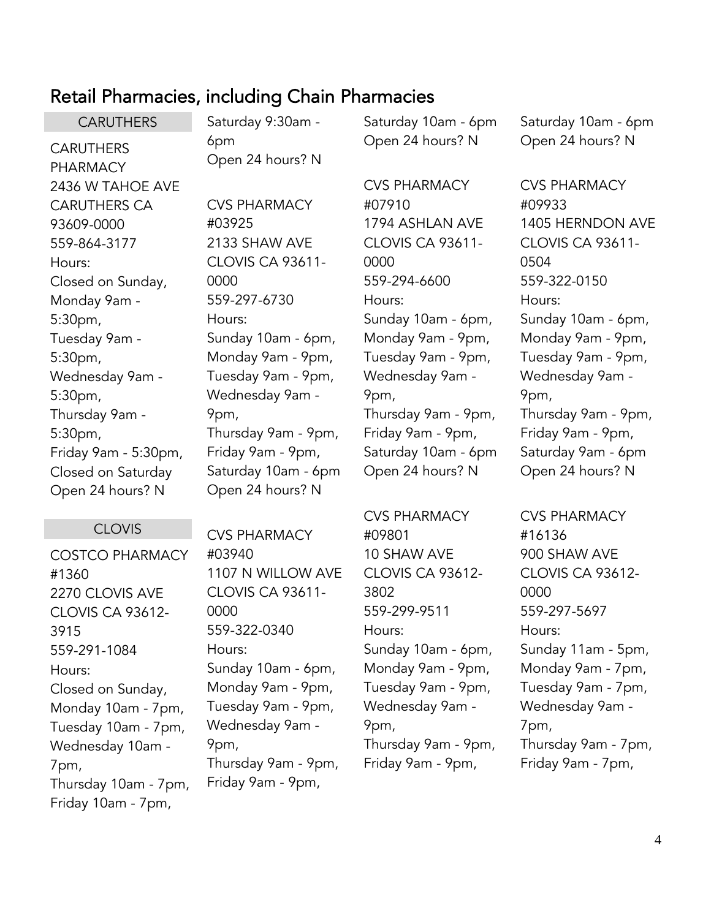## Retail Pharmacies, including Chain Pharmacies

### CARUTHERS

CARUTHERS PHARMACY
2436 W TAHOE AVE
CARUTHERS CA 93609-0000
559-864-3177
Hours:
Closed on Sunday,
Monday 9am - 5:30pm,
Tuesday 9am - 5:30pm,
Wednesday 9am - 5:30pm,
Thursday 9am - 5:30pm,
Friday 9am - 5:30pm,
Closed on Saturday
Open 24 hours? N

### CLOVIS

COSTCO PHARMACY #1360
2270 CLOVIS AVE
CLOVIS CA 93612-3915
559-291-1084
Hours:
Closed on Sunday,
Monday 10am - 7pm,
Tuesday 10am - 7pm,
Wednesday 10am - 7pm,
Thursday 10am - 7pm,
Friday 10am - 7pm,
Saturday 9:30am - 6pm
Open 24 hours? N

CVS PHARMACY #03925
2133 SHAW AVE
CLOVIS CA 93611-0000
559-297-6730
Hours:
Sunday 10am - 6pm,
Monday 9am - 9pm,
Tuesday 9am - 9pm,
Wednesday 9am - 9pm,
Thursday 9am - 9pm,
Friday 9am - 9pm,
Saturday 10am - 6pm
Open 24 hours? N

CVS PHARMACY #03940
1107 N WILLOW AVE
CLOVIS CA 93611-0000
559-322-0340
Hours:
Sunday 10am - 6pm,
Monday 9am - 9pm,
Tuesday 9am - 9pm,
Wednesday 9am - 9pm,
Thursday 9am - 9pm,
Friday 9am - 9pm,
Saturday 10am - 6pm
Open 24 hours? N

CVS PHARMACY #07910
1794 ASHLAN AVE
CLOVIS CA 93611-0000
559-294-6600
Hours:
Sunday 10am - 6pm,
Monday 9am - 9pm,
Tuesday 9am - 9pm,
Wednesday 9am - 9pm,
Thursday 9am - 9pm,
Friday 9am - 9pm,
Saturday 10am - 6pm
Open 24 hours? N

CVS PHARMACY #09801
10 SHAW AVE
CLOVIS CA 93612-3802
559-299-9511
Hours:
Sunday 10am - 6pm,
Monday 9am - 9pm,
Tuesday 9am - 9pm,
Wednesday 9am - 9pm,
Thursday 9am - 9pm,
Friday 9am - 9pm,
Saturday 10am - 6pm
Open 24 hours? N

CVS PHARMACY #09933
1405 HERNDON AVE
CLOVIS CA 93611-0504
559-322-0150
Hours:
Sunday 10am - 6pm,
Monday 9am - 9pm,
Tuesday 9am - 9pm,
Wednesday 9am - 9pm,
Thursday 9am - 9pm,
Friday 9am - 9pm,
Saturday 9am - 6pm
Open 24 hours? N

CVS PHARMACY #16136
900 SHAW AVE
CLOVIS CA 93612-0000
559-297-5697
Hours:
Sunday 11am - 5pm,
Monday 9am - 7pm,
Tuesday 9am - 7pm,
Wednesday 9am - 7pm,
Thursday 9am - 7pm,
Friday 9am - 7pm,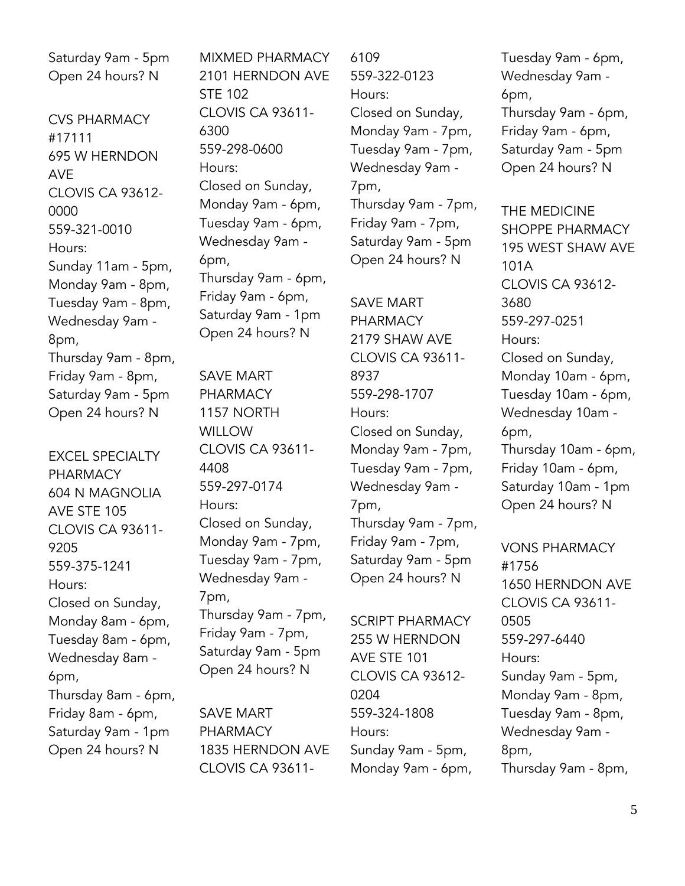Saturday 9am - 5pm
Open 24 hours? N

CVS PHARMACY #17111
695 W HERNDON AVE
CLOVIS CA 93612-0000
559-321-0010
Hours:
Sunday 11am - 5pm,
Monday 9am - 8pm,
Tuesday 9am - 8pm,
Wednesday 9am - 8pm,
Thursday 9am - 8pm,
Friday 9am - 8pm,
Saturday 9am - 5pm
Open 24 hours? N

EXCEL SPECIALTY PHARMACY
604 N MAGNOLIA AVE STE 105
CLOVIS CA 93611-9205
559-375-1241
Hours:
Closed on Sunday,
Monday 8am - 6pm,
Tuesday 8am - 6pm,
Wednesday 8am - 6pm,
Thursday 8am - 6pm,
Friday 8am - 6pm,
Saturday 9am - 1pm
Open 24 hours? N

MIXMED PHARMACY
2101 HERNDON AVE STE 102
CLOVIS CA 93611-6300
559-298-0600
Hours:
Closed on Sunday,
Monday 9am - 6pm,
Tuesday 9am - 6pm,
Wednesday 9am - 6pm,
Thursday 9am - 6pm,
Friday 9am - 6pm,
Saturday 9am - 1pm
Open 24 hours? N

SAVE MART PHARMACY
1157 NORTH WILLOW
CLOVIS CA 93611-4408
559-297-0174
Hours:
Closed on Sunday,
Monday 9am - 7pm,
Tuesday 9am - 7pm,
Wednesday 9am - 7pm,
Thursday 9am - 7pm,
Friday 9am - 7pm,
Saturday 9am - 5pm
Open 24 hours? N

SAVE MART PHARMACY
1835 HERNDON AVE
CLOVIS CA 93611-6109
559-322-0123
Hours:
Closed on Sunday,
Monday 9am - 7pm,
Tuesday 9am - 7pm,
Wednesday 9am - 7pm,
Thursday 9am - 7pm,
Friday 9am - 7pm,
Saturday 9am - 5pm
Open 24 hours? N

SAVE MART PHARMACY
2179 SHAW AVE
CLOVIS CA 93611-8937
559-298-1707
Hours:
Closed on Sunday,
Monday 9am - 7pm,
Tuesday 9am - 7pm,
Wednesday 9am - 7pm,
Thursday 9am - 7pm,
Friday 9am - 7pm,
Saturday 9am - 5pm
Open 24 hours? N

SCRIPT PHARMACY
255 W HERNDON AVE STE 101
CLOVIS CA 93612-0204
559-324-1808
Hours:
Sunday 9am - 5pm,
Monday 9am - 6pm,
Tuesday 9am - 6pm,
Wednesday 9am - 6pm,
Thursday 9am - 6pm,
Friday 9am - 6pm,
Saturday 9am - 5pm
Open 24 hours? N

THE MEDICINE SHOPPE PHARMACY
195 WEST SHAW AVE 101A
CLOVIS CA 93612-3680
559-297-0251
Hours:
Closed on Sunday,
Monday 10am - 6pm,
Tuesday 10am - 6pm,
Wednesday 10am - 6pm,
Thursday 10am - 6pm,
Friday 10am - 6pm,
Saturday 10am - 1pm
Open 24 hours? N

VONS PHARMACY #1756
1650 HERNDON AVE
CLOVIS CA 93611-0505
559-297-6440
Hours:
Sunday 9am - 5pm,
Monday 9am - 8pm,
Tuesday 9am - 8pm,
Wednesday 9am - 8pm,
Thursday 9am - 8pm,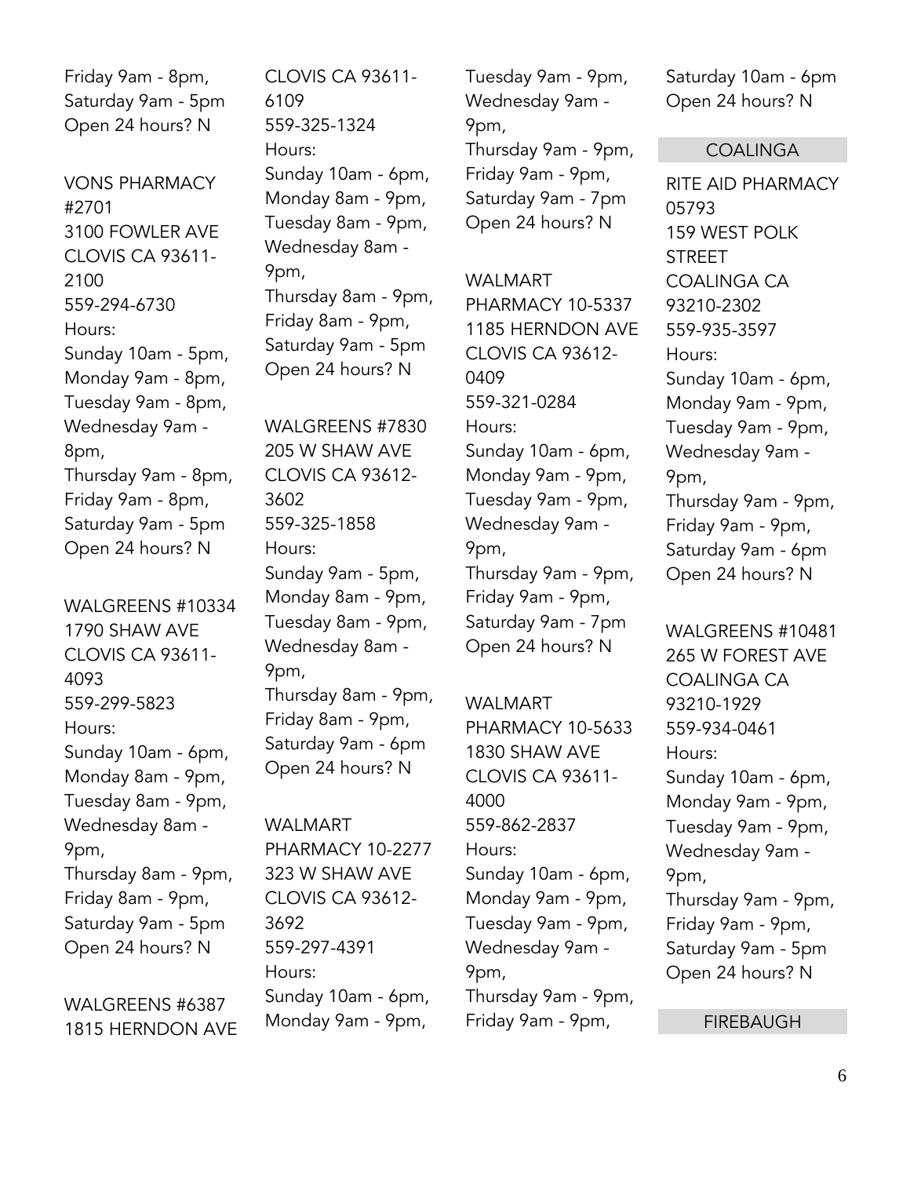Friday 9am - 8pm,
Saturday 9am - 5pm
Open 24 hours? N

VONS PHARMACY #2701
3100 FOWLER AVE
CLOVIS CA 93611-2100
559-294-6730
Hours:
Sunday 10am - 5pm,
Monday 9am - 8pm,
Tuesday 9am - 8pm,
Wednesday 9am - 8pm,
Thursday 9am - 8pm,
Friday 9am - 8pm,
Saturday 9am - 5pm
Open 24 hours? N

WALGREENS #10334
1790 SHAW AVE
CLOVIS CA 93611-4093
559-299-5823
Hours:
Sunday 10am - 6pm,
Monday 8am - 9pm,
Tuesday 8am - 9pm,
Wednesday 8am - 9pm,
Thursday 8am - 9pm,
Friday 8am - 9pm,
Saturday 9am - 5pm
Open 24 hours? N

WALGREENS #6387
1815 HERNDON AVE
CLOVIS CA 93611-6109
559-325-1324
Hours:
Sunday 10am - 6pm,
Monday 8am - 9pm,
Tuesday 8am - 9pm,
Wednesday 8am - 9pm,
Thursday 8am - 9pm,
Friday 8am - 9pm,
Saturday 9am - 5pm
Open 24 hours? N

WALGREENS #7830
205 W SHAW AVE
CLOVIS CA 93612-3602
559-325-1858
Hours:
Sunday 9am - 5pm,
Monday 8am - 9pm,
Tuesday 8am - 9pm,
Wednesday 8am - 9pm,
Thursday 8am - 9pm,
Friday 8am - 9pm,
Saturday 9am - 6pm
Open 24 hours? N

WALMART PHARMACY 10-2277
323 W SHAW AVE
CLOVIS CA 93612-3692
559-297-4391
Hours:
Sunday 10am - 6pm,
Monday 9am - 9pm,
Tuesday 9am - 9pm,
Wednesday 9am - 9pm,
Thursday 9am - 9pm,
Friday 9am - 9pm,
Saturday 9am - 7pm
Open 24 hours? N

WALMART PHARMACY 10-5337
1185 HERNDON AVE
CLOVIS CA 93612-0409
559-321-0284
Hours:
Sunday 10am - 6pm,
Monday 9am - 9pm,
Tuesday 9am - 9pm,
Wednesday 9am - 9pm,
Thursday 9am - 9pm,
Friday 9am - 9pm,
Saturday 9am - 7pm
Open 24 hours? N

WALMART PHARMACY 10-5633
1830 SHAW AVE
CLOVIS CA 93611-4000
559-862-2837
Hours:
Sunday 10am - 6pm,
Monday 9am - 9pm,
Tuesday 9am - 9pm,
Wednesday 9am - 9pm,
Thursday 9am - 9pm,
Friday 9am - 9pm,
Saturday 10am - 6pm
Open 24 hours? N

## COALINGA

RITE AID PHARMACY 05793
159 WEST POLK STREET
COALINGA CA 93210-2302
559-935-3597
Hours:
Sunday 10am - 6pm,
Monday 9am - 9pm,
Tuesday 9am - 9pm,
Wednesday 9am - 9pm,
Thursday 9am - 9pm,
Friday 9am - 9pm,
Saturday 9am - 6pm
Open 24 hours? N

WALGREENS #10481
265 W FOREST AVE
COALINGA CA 93210-1929
559-934-0461
Hours:
Sunday 10am - 6pm,
Monday 9am - 9pm,
Tuesday 9am - 9pm,
Wednesday 9am - 9pm,
Thursday 9am - 9pm,
Friday 9am - 9pm,
Saturday 9am - 5pm
Open 24 hours? N

## FIREBAUGH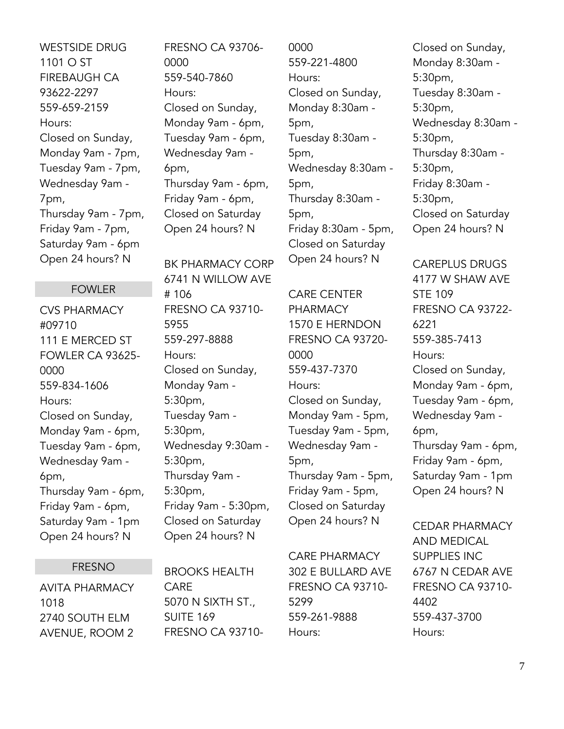WESTSIDE DRUG
1101 O ST
FIREBAUGH CA 93622-2297
559-659-2159
Hours:
Closed on Sunday,
Monday 9am - 7pm,
Tuesday 9am - 7pm,
Wednesday 9am - 7pm,
Thursday 9am - 7pm,
Friday 9am - 7pm,
Saturday 9am - 6pm
Open 24 hours? N

## FOWLER

CVS PHARMACY #09710
111 E MERCED ST
FOWLER CA 93625-0000
559-834-1606
Hours:
Closed on Sunday,
Monday 9am - 6pm,
Tuesday 9am - 6pm,
Wednesday 9am - 6pm,
Thursday 9am - 6pm,
Friday 9am - 6pm,
Saturday 9am - 1pm
Open 24 hours? N

## FRESNO

AVITA PHARMACY 1018
2740 SOUTH ELM AVENUE, ROOM 2
FRESNO CA 93706-0000
559-540-7860
Hours:
Closed on Sunday,
Monday 9am - 6pm,
Tuesday 9am - 6pm,
Wednesday 9am - 6pm,
Thursday 9am - 6pm,
Friday 9am - 6pm,
Closed on Saturday
Open 24 hours? N

BK PHARMACY CORP
6741 N WILLOW AVE # 106
FRESNO CA 93710-5955
559-297-8888
Hours:
Closed on Sunday,
Monday 9am - 5:30pm,
Tuesday 9am - 5:30pm,
Wednesday 9:30am - 5:30pm,
Thursday 9am - 5:30pm,
Friday 9am - 5:30pm,
Closed on Saturday
Open 24 hours? N

BROOKS HEALTH CARE
5070 N SIXTH ST., SUITE 169
FRESNO CA 93710-0000
559-221-4800
Hours:
Closed on Sunday,
Monday 8:30am - 5pm,
Tuesday 8:30am - 5pm,
Wednesday 8:30am - 5pm,
Thursday 8:30am - 5pm,
Friday 8:30am - 5pm,
Closed on Saturday
Open 24 hours? N

CARE CENTER PHARMACY
1570 E HERNDON
FRESNO CA 93720-0000
559-437-7370
Hours:
Closed on Sunday,
Monday 9am - 5pm,
Tuesday 9am - 5pm,
Wednesday 9am - 5pm,
Thursday 9am - 5pm,
Friday 9am - 5pm,
Closed on Saturday
Open 24 hours? N

CARE PHARMACY
302 E BULLARD AVE
FRESNO CA 93710-5299
559-261-9888
Hours:
Closed on Sunday,
Monday 8:30am - 5:30pm,
Tuesday 8:30am - 5:30pm,
Wednesday 8:30am - 5:30pm,
Thursday 8:30am - 5:30pm,
Friday 8:30am - 5:30pm,
Closed on Saturday
Open 24 hours? N

CAREPLUS DRUGS
4177 W SHAW AVE STE 109
FRESNO CA 93722-6221
559-385-7413
Hours:
Closed on Sunday,
Monday 9am - 6pm,
Tuesday 9am - 6pm,
Wednesday 9am - 6pm,
Thursday 9am - 6pm,
Friday 9am - 6pm,
Saturday 9am - 1pm
Open 24 hours? N

CEDAR PHARMACY AND MEDICAL SUPPLIES INC
6767 N CEDAR AVE
FRESNO CA 93710-4402
559-437-3700
Hours: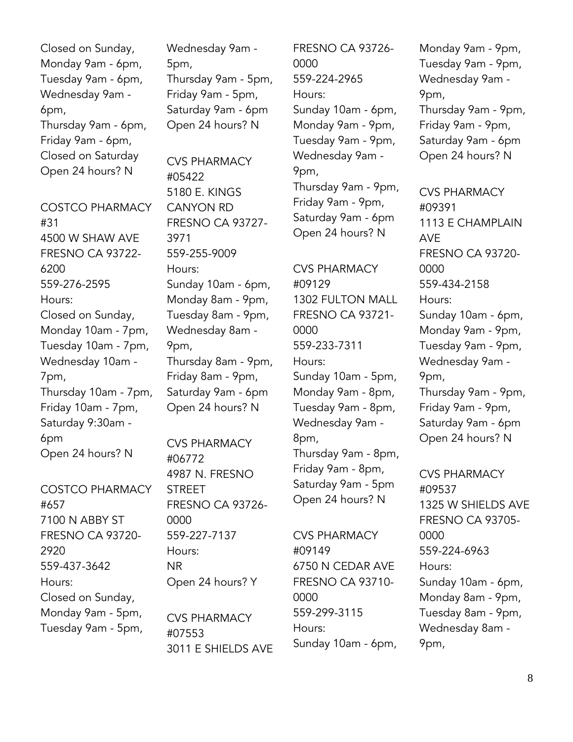Closed on Sunday,
Monday 9am - 6pm,
Tuesday 9am - 6pm,
Wednesday 9am - 6pm,
Thursday 9am - 6pm,
Friday 9am - 6pm,
Closed on Saturday
Open 24 hours? N

COSTCO PHARMACY #31
4500 W SHAW AVE
FRESNO CA 93722-6200
559-276-2595
Hours:
Closed on Sunday,
Monday 10am - 7pm,
Tuesday 10am - 7pm,
Wednesday 10am - 7pm,
Thursday 10am - 7pm,
Friday 10am - 7pm,
Saturday 9:30am - 6pm
Open 24 hours? N

COSTCO PHARMACY #657
7100 N ABBY ST
FRESNO CA 93720-2920
559-437-3642
Hours:
Closed on Sunday,
Monday 9am - 5pm,
Tuesday 9am - 5pm,
Wednesday 9am - 5pm,
Thursday 9am - 5pm,
Friday 9am - 5pm,
Saturday 9am - 6pm
Open 24 hours? N

CVS PHARMACY #05422
5180 E. KINGS CANYON RD
FRESNO CA 93727-3971
559-255-9009
Hours:
Sunday 10am - 6pm,
Monday 8am - 9pm,
Tuesday 8am - 9pm,
Wednesday 8am - 9pm,
Thursday 8am - 9pm,
Friday 8am - 9pm,
Saturday 9am - 6pm
Open 24 hours? N

CVS PHARMACY #06772
4987 N. FRESNO STREET
FRESNO CA 93726-0000
559-227-7137
Hours:
NR
Open 24 hours? Y

CVS PHARMACY #07553
3011 E SHIELDS AVE
FRESNO CA 93726-0000
559-224-2965
Hours:
Sunday 10am - 6pm,
Monday 9am - 9pm,
Tuesday 9am - 9pm,
Wednesday 9am - 9pm,
Thursday 9am - 9pm,
Friday 9am - 9pm,
Saturday 9am - 6pm
Open 24 hours? N

CVS PHARMACY #09129
1302 FULTON MALL
FRESNO CA 93721-0000
559-233-7311
Hours:
Sunday 10am - 5pm,
Monday 9am - 8pm,
Tuesday 9am - 8pm,
Wednesday 9am - 8pm,
Thursday 9am - 8pm,
Friday 9am - 8pm,
Saturday 9am - 5pm
Open 24 hours? N

CVS PHARMACY #09149
6750 N CEDAR AVE
FRESNO CA 93710-0000
559-299-3115
Hours:
Sunday 10am - 6pm,
Monday 9am - 9pm,
Tuesday 9am - 9pm,
Wednesday 9am - 9pm,
Thursday 9am - 9pm,
Friday 9am - 9pm,
Saturday 9am - 6pm
Open 24 hours? N

CVS PHARMACY #09391
1113 E CHAMPLAIN AVE
FRESNO CA 93720-0000
559-434-2158
Hours:
Sunday 10am - 6pm,
Monday 9am - 9pm,
Tuesday 9am - 9pm,
Wednesday 9am - 9pm,
Thursday 9am - 9pm,
Friday 9am - 9pm,
Saturday 9am - 6pm
Open 24 hours? N

CVS PHARMACY #09537
1325 W SHIELDS AVE
FRESNO CA 93705-0000
559-224-6963
Hours:
Sunday 10am - 6pm,
Monday 8am - 9pm,
Tuesday 8am - 9pm,
Wednesday 8am - 9pm,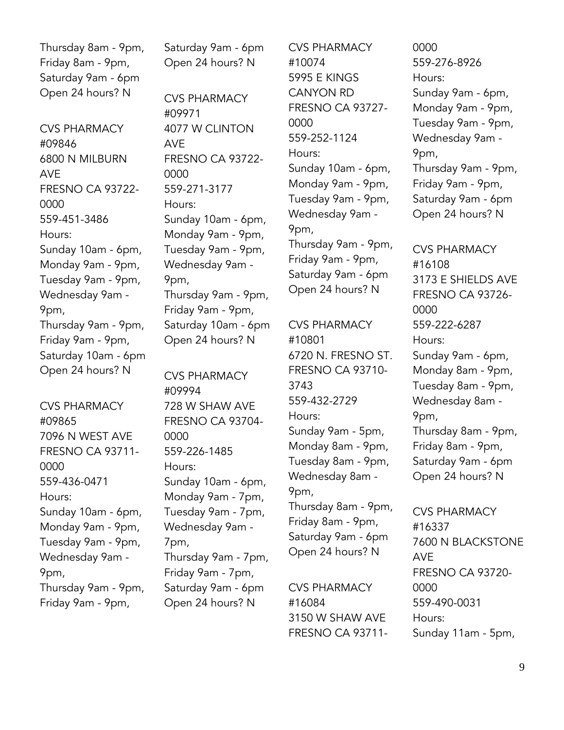Thursday 8am - 9pm,
Friday 8am - 9pm,
Saturday 9am - 6pm
Open 24 hours? N

CVS PHARMACY
#09846
6800 N MILBURN AVE
FRESNO CA 93722-0000
559-451-3486
Hours:
Sunday 10am - 6pm,
Monday 9am - 9pm,
Tuesday 9am - 9pm,
Wednesday 9am - 9pm,
Thursday 9am - 9pm,
Friday 9am - 9pm,
Saturday 10am - 6pm
Open 24 hours? N

CVS PHARMACY
#09865
7096 N WEST AVE
FRESNO CA 93711-0000
559-436-0471
Hours:
Sunday 10am - 6pm,
Monday 9am - 9pm,
Tuesday 9am - 9pm,
Wednesday 9am - 9pm,
Thursday 9am - 9pm,
Friday 9am - 9pm,
Saturday 9am - 6pm
Open 24 hours? N

CVS PHARMACY
#09971
4077 W CLINTON AVE
FRESNO CA 93722-0000
559-271-3177
Hours:
Sunday 10am - 6pm,
Monday 9am - 9pm,
Tuesday 9am - 9pm,
Wednesday 9am - 9pm,
Thursday 9am - 9pm,
Friday 9am - 9pm,
Saturday 10am - 6pm
Open 24 hours? N

CVS PHARMACY
#09994
728 W SHAW AVE
FRESNO CA 93704-0000
559-226-1485
Hours:
Sunday 10am - 6pm,
Monday 9am - 7pm,
Tuesday 9am - 7pm,
Wednesday 9am - 7pm,
Thursday 9am - 7pm,
Friday 9am - 7pm,
Saturday 9am - 6pm
Open 24 hours? N

CVS PHARMACY
#10074
5995 E KINGS CANYON RD
FRESNO CA 93727-0000
559-252-1124
Hours:
Sunday 10am - 6pm,
Monday 9am - 9pm,
Tuesday 9am - 9pm,
Wednesday 9am - 9pm,
Thursday 9am - 9pm,
Friday 9am - 9pm,
Saturday 9am - 6pm
Open 24 hours? N

CVS PHARMACY
#10801
6720 N. FRESNO ST.
FRESNO CA 93710-3743
559-432-2729
Hours:
Sunday 9am - 5pm,
Monday 8am - 9pm,
Tuesday 8am - 9pm,
Wednesday 8am - 9pm,
Thursday 8am - 9pm,
Friday 8am - 9pm,
Saturday 9am - 6pm
Open 24 hours? N

CVS PHARMACY
#16084
3150 W SHAW AVE
FRESNO CA 93711-0000
559-276-8926
Hours:
Sunday 9am - 6pm,
Monday 9am - 9pm,
Tuesday 9am - 9pm,
Wednesday 9am - 9pm,
Thursday 9am - 9pm,
Friday 9am - 9pm,
Saturday 9am - 6pm
Open 24 hours? N

CVS PHARMACY
#16108
3173 E SHIELDS AVE
FRESNO CA 93726-0000
559-222-6287
Hours:
Sunday 9am - 6pm,
Monday 8am - 9pm,
Tuesday 8am - 9pm,
Wednesday 8am - 9pm,
Thursday 8am - 9pm,
Friday 8am - 9pm,
Saturday 9am - 6pm
Open 24 hours? N

CVS PHARMACY
#16337
7600 N BLACKSTONE AVE
FRESNO CA 93720-0000
559-490-0031
Hours:
Sunday 11am - 5pm,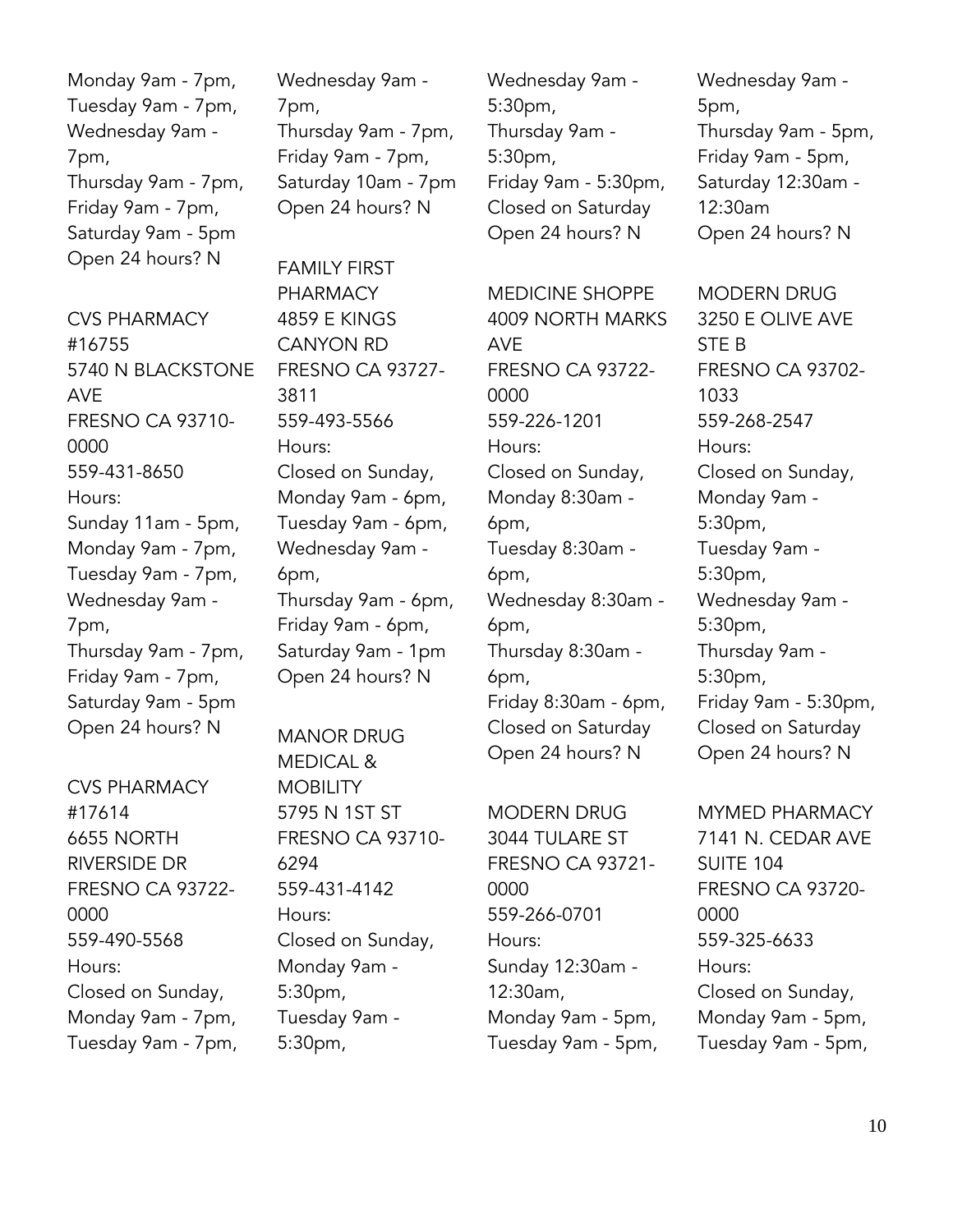Monday 9am - 7pm,
Tuesday 9am - 7pm,
Wednesday 9am - 7pm,
Thursday 9am - 7pm,
Friday 9am - 7pm,
Saturday 9am - 5pm
Open 24 hours? N

CVS PHARMACY #16755
5740 N BLACKSTONE AVE
FRESNO CA 93710-0000
559-431-8650
Hours:
Sunday 11am - 5pm,
Monday 9am - 7pm,
Tuesday 9am - 7pm,
Wednesday 9am - 7pm,
Thursday 9am - 7pm,
Friday 9am - 7pm,
Saturday 9am - 5pm
Open 24 hours? N

CVS PHARMACY #17614
6655 NORTH RIVERSIDE DR
FRESNO CA 93722-0000
559-490-5568
Hours:
Closed on Sunday,
Monday 9am - 7pm,
Tuesday 9am - 7pm,
Wednesday 9am - 7pm,
Thursday 9am - 7pm,
Friday 9am - 7pm,
Saturday 10am - 7pm
Open 24 hours? N

FAMILY FIRST PHARMACY
4859 E KINGS CANYON RD
FRESNO CA 93727-3811
559-493-5566
Hours:
Closed on Sunday,
Monday 9am - 6pm,
Tuesday 9am - 6pm,
Wednesday 9am - 6pm,
Thursday 9am - 6pm,
Friday 9am - 6pm,
Saturday 9am - 1pm
Open 24 hours? N

MANOR DRUG MEDICAL & MOBILITY
5795 N 1ST ST
FRESNO CA 93710-6294
559-431-4142
Hours:
Closed on Sunday,
Monday 9am - 5:30pm,
Tuesday 9am - 5:30pm,
Wednesday 9am - 5:30pm,
Thursday 9am - 5:30pm,
Friday 9am - 5:30pm,
Closed on Saturday
Open 24 hours? N

MEDICINE SHOPPE
4009 NORTH MARKS AVE
FRESNO CA 93722-0000
559-226-1201
Hours:
Closed on Sunday,
Monday 8:30am - 6pm,
Tuesday 8:30am - 6pm,
Wednesday 8:30am - 6pm,
Thursday 8:30am - 6pm,
Friday 8:30am - 6pm,
Closed on Saturday
Open 24 hours? N

MODERN DRUG
3044 TULARE ST
FRESNO CA 93721-0000
559-266-0701
Hours:
Sunday 12:30am - 12:30am,
Monday 9am - 5pm,
Tuesday 9am - 5pm,
Wednesday 9am - 5pm,
Thursday 9am - 5pm,
Friday 9am - 5pm,
Saturday 12:30am - 12:30am
Open 24 hours? N

MODERN DRUG
3250 E OLIVE AVE STE B
FRESNO CA 93702-1033
559-268-2547
Hours:
Closed on Sunday,
Monday 9am - 5:30pm,
Tuesday 9am - 5:30pm,
Wednesday 9am - 5:30pm,
Thursday 9am - 5:30pm,
Friday 9am - 5:30pm,
Closed on Saturday
Open 24 hours? N

MYMED PHARMACY
7141 N. CEDAR AVE SUITE 104
FRESNO CA 93720-0000
559-325-6633
Hours:
Closed on Sunday,
Monday 9am - 5pm,
Tuesday 9am - 5pm,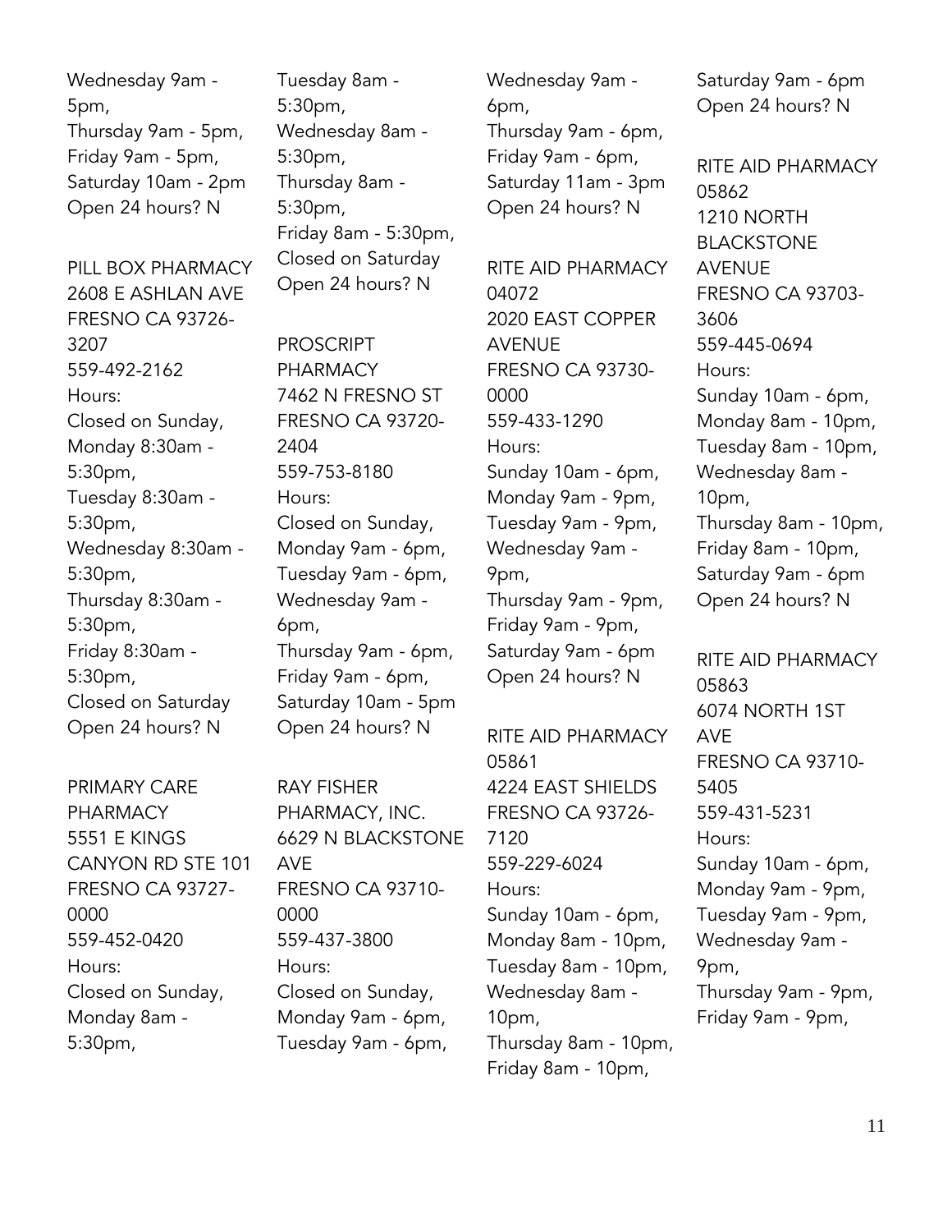Wednesday 9am - 5pm,
Thursday 9am - 5pm,
Friday 9am - 5pm,
Saturday 10am - 2pm
Open 24 hours? N

PILL BOX PHARMACY
2608 E ASHLAN AVE
FRESNO CA 93726-3207
559-492-2162
Hours:
Closed on Sunday,
Monday 8:30am - 5:30pm,
Tuesday 8:30am - 5:30pm,
Wednesday 8:30am - 5:30pm,
Thursday 8:30am - 5:30pm,
Friday 8:30am - 5:30pm,
Closed on Saturday
Open 24 hours? N

PRIMARY CARE PHARMACY
5551 E KINGS CANYON RD STE 101
FRESNO CA 93727-0000
559-452-0420
Hours:
Closed on Sunday,
Monday 8am - 5:30pm,
Tuesday 8am - 5:30pm,
Wednesday 8am - 5:30pm,
Thursday 8am - 5:30pm,
Friday 8am - 5:30pm,
Closed on Saturday
Open 24 hours? N

PROSCRIPT PHARMACY
7462 N FRESNO ST
FRESNO CA 93720-2404
559-753-8180
Hours:
Closed on Sunday,
Monday 9am - 6pm,
Tuesday 9am - 6pm,
Wednesday 9am - 6pm,
Thursday 9am - 6pm,
Friday 9am - 6pm,
Saturday 10am - 5pm
Open 24 hours? N

RAY FISHER PHARMACY, INC.
6629 N BLACKSTONE AVE
FRESNO CA 93710-0000
559-437-3800
Hours:
Closed on Sunday,
Monday 9am - 6pm,
Tuesday 9am - 6pm,
Wednesday 9am - 6pm,
Thursday 9am - 6pm,
Friday 9am - 6pm,
Saturday 11am - 3pm
Open 24 hours? N

RITE AID PHARMACY 04072
2020 EAST COPPER AVENUE
FRESNO CA 93730-0000
559-433-1290
Hours:
Sunday 10am - 6pm,
Monday 9am - 9pm,
Tuesday 9am - 9pm,
Wednesday 9am - 9pm,
Thursday 9am - 9pm,
Friday 9am - 9pm,
Saturday 9am - 6pm
Open 24 hours? N

RITE AID PHARMACY 05861
4224 EAST SHIELDS
FRESNO CA 93726-7120
559-229-6024
Hours:
Sunday 10am - 6pm,
Monday 8am - 10pm,
Tuesday 8am - 10pm,
Wednesday 8am - 10pm,
Thursday 8am - 10pm,
Friday 8am - 10pm,
Saturday 9am - 6pm
Open 24 hours? N

RITE AID PHARMACY 05862
1210 NORTH BLACKSTONE AVENUE
FRESNO CA 93703-3606
559-445-0694
Hours:
Sunday 10am - 6pm,
Monday 8am - 10pm,
Tuesday 8am - 10pm,
Wednesday 8am - 10pm,
Thursday 8am - 10pm,
Friday 8am - 10pm,
Saturday 9am - 6pm
Open 24 hours? N

RITE AID PHARMACY 05863
6074 NORTH 1ST AVE
FRESNO CA 93710-5405
559-431-5231
Hours:
Sunday 10am - 6pm,
Monday 9am - 9pm,
Tuesday 9am - 9pm,
Wednesday 9am - 9pm,
Thursday 9am - 9pm,
Friday 9am - 9pm,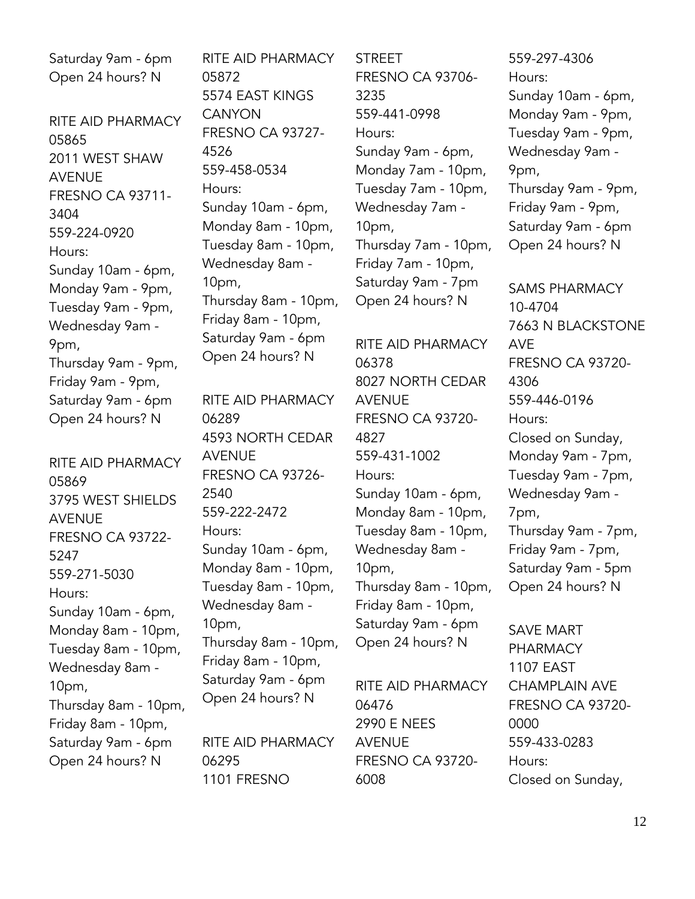Saturday 9am - 6pm
Open 24 hours? N

RITE AID PHARMACY
05865
2011 WEST SHAW AVENUE
FRESNO CA 93711-3404
559-224-0920
Hours:
Sunday 10am - 6pm,
Monday 9am - 9pm,
Tuesday 9am - 9pm,
Wednesday 9am - 9pm,
Thursday 9am - 9pm,
Friday 9am - 9pm,
Saturday 9am - 6pm
Open 24 hours? N

RITE AID PHARMACY
05869
3795 WEST SHIELDS AVENUE
FRESNO CA 93722-5247
559-271-5030
Hours:
Sunday 10am - 6pm,
Monday 8am - 10pm,
Tuesday 8am - 10pm,
Wednesday 8am - 10pm,
Thursday 8am - 10pm,
Friday 8am - 10pm,
Saturday 9am - 6pm
Open 24 hours? N

RITE AID PHARMACY
05872
5574 EAST KINGS CANYON
FRESNO CA 93727-4526
559-458-0534
Hours:
Sunday 10am - 6pm,
Monday 8am - 10pm,
Tuesday 8am - 10pm,
Wednesday 8am - 10pm,
Thursday 8am - 10pm,
Friday 8am - 10pm,
Saturday 9am - 6pm
Open 24 hours? N

RITE AID PHARMACY
06289
4593 NORTH CEDAR AVENUE
FRESNO CA 93726-2540
559-222-2472
Hours:
Sunday 10am - 6pm,
Monday 8am - 10pm,
Tuesday 8am - 10pm,
Wednesday 8am - 10pm,
Thursday 8am - 10pm,
Friday 8am - 10pm,
Saturday 9am - 6pm
Open 24 hours? N

RITE AID PHARMACY
06295
1101 FRESNO STREET
FRESNO CA 93706-3235
559-441-0998
Hours:
Sunday 9am - 6pm,
Monday 7am - 10pm,
Tuesday 7am - 10pm,
Wednesday 7am - 10pm,
Thursday 7am - 10pm,
Friday 7am - 10pm,
Saturday 9am - 7pm
Open 24 hours? N

RITE AID PHARMACY
06378
8027 NORTH CEDAR AVENUE
FRESNO CA 93720-4827
559-431-1002
Hours:
Sunday 10am - 6pm,
Monday 8am - 10pm,
Tuesday 8am - 10pm,
Wednesday 8am - 10pm,
Thursday 8am - 10pm,
Friday 8am - 10pm,
Saturday 9am - 6pm
Open 24 hours? N

RITE AID PHARMACY
06476
2990 E NEES AVENUE
FRESNO CA 93720-6008
559-297-4306
Hours:
Sunday 10am - 6pm,
Monday 9am - 9pm,
Tuesday 9am - 9pm,
Wednesday 9am - 9pm,
Thursday 9am - 9pm,
Friday 9am - 9pm,
Saturday 9am - 6pm
Open 24 hours? N

SAMS PHARMACY
10-4704
7663 N BLACKSTONE AVE
FRESNO CA 93720-4306
559-446-0196
Hours:
Closed on Sunday,
Monday 9am - 7pm,
Tuesday 9am - 7pm,
Wednesday 9am - 7pm,
Thursday 9am - 7pm,
Friday 9am - 7pm,
Saturday 9am - 5pm
Open 24 hours? N

SAVE MART PHARMACY
1107 EAST CHAMPLAIN AVE
FRESNO CA 93720-0000
559-433-0283
Hours:
Closed on Sunday,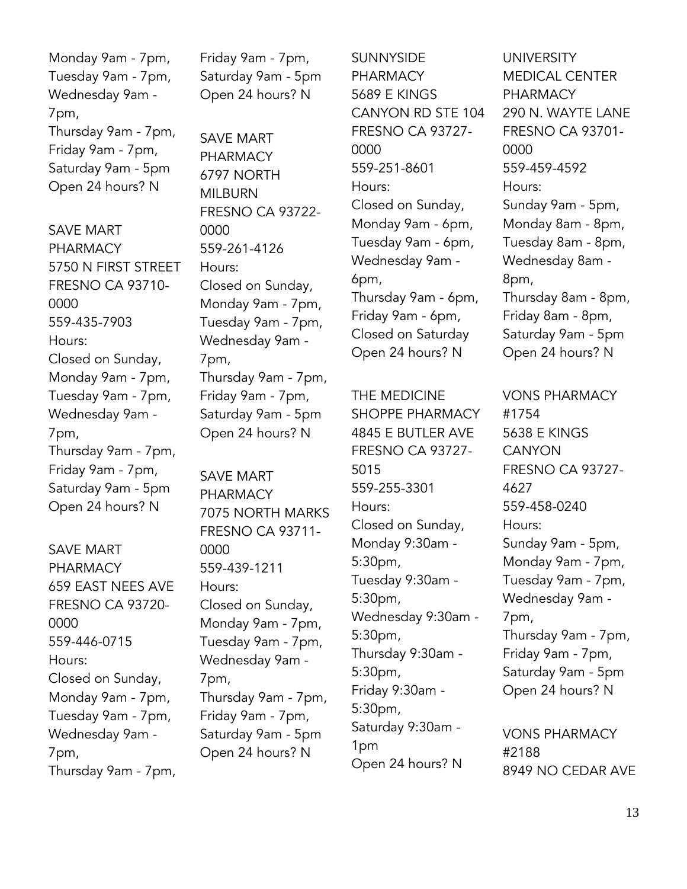Monday 9am - 7pm,
Tuesday 9am - 7pm,
Wednesday 9am - 7pm,
Thursday 9am - 7pm,
Friday 9am - 7pm,
Saturday 9am - 5pm
Open 24 hours? N

SAVE MART PHARMACY
5750 N FIRST STREET
FRESNO CA 93710-0000
559-435-7903
Hours:
Closed on Sunday,
Monday 9am - 7pm,
Tuesday 9am - 7pm,
Wednesday 9am - 7pm,
Thursday 9am - 7pm,
Friday 9am - 7pm,
Saturday 9am - 5pm
Open 24 hours? N

SAVE MART PHARMACY
659 EAST NEES AVE
FRESNO CA 93720-0000
559-446-0715
Hours:
Closed on Sunday,
Monday 9am - 7pm,
Tuesday 9am - 7pm,
Wednesday 9am - 7pm,
Thursday 9am - 7pm,
Friday 9am - 7pm,
Saturday 9am - 5pm
Open 24 hours? N

SAVE MART PHARMACY
6797 NORTH MILBURN
FRESNO CA 93722-0000
559-261-4126
Hours:
Closed on Sunday,
Monday 9am - 7pm,
Tuesday 9am - 7pm,
Wednesday 9am - 7pm,
Thursday 9am - 7pm,
Friday 9am - 7pm,
Saturday 9am - 5pm
Open 24 hours? N

SAVE MART PHARMACY
7075 NORTH MARKS
FRESNO CA 93711-0000
559-439-1211
Hours:
Closed on Sunday,
Monday 9am - 7pm,
Tuesday 9am - 7pm,
Wednesday 9am - 7pm,
Thursday 9am - 7pm,
Friday 9am - 7pm,
Saturday 9am - 5pm
Open 24 hours? N

SUNNYSIDE PHARMACY
5689 E KINGS CANYON RD STE 104
FRESNO CA 93727-0000
559-251-8601
Hours:
Closed on Sunday,
Monday 9am - 6pm,
Tuesday 9am - 6pm,
Wednesday 9am - 6pm,
Thursday 9am - 6pm,
Friday 9am - 6pm,
Closed on Saturday
Open 24 hours? N

THE MEDICINE SHOPPE PHARMACY
4845 E BUTLER AVE
FRESNO CA 93727-5015
559-255-3301
Hours:
Closed on Sunday,
Monday 9:30am - 5:30pm,
Tuesday 9:30am - 5:30pm,
Wednesday 9:30am - 5:30pm,
Thursday 9:30am - 5:30pm,
Friday 9:30am - 5:30pm,
Saturday 9:30am - 1pm
Open 24 hours? N

UNIVERSITY MEDICAL CENTER PHARMACY
290 N. WAYTE LANE
FRESNO CA 93701-0000
559-459-4592
Hours:
Sunday 9am - 5pm,
Monday 8am - 8pm,
Tuesday 8am - 8pm,
Wednesday 8am - 8pm,
Thursday 8am - 8pm,
Friday 8am - 8pm,
Saturday 9am - 5pm
Open 24 hours? N

VONS PHARMACY #1754
5638 E KINGS CANYON
FRESNO CA 93727-4627
559-458-0240
Hours:
Sunday 9am - 5pm,
Monday 9am - 7pm,
Tuesday 9am - 7pm,
Wednesday 9am - 7pm,
Thursday 9am - 7pm,
Friday 9am - 7pm,
Saturday 9am - 5pm
Open 24 hours? N

VONS PHARMACY #2188
8949 NO CEDAR AVE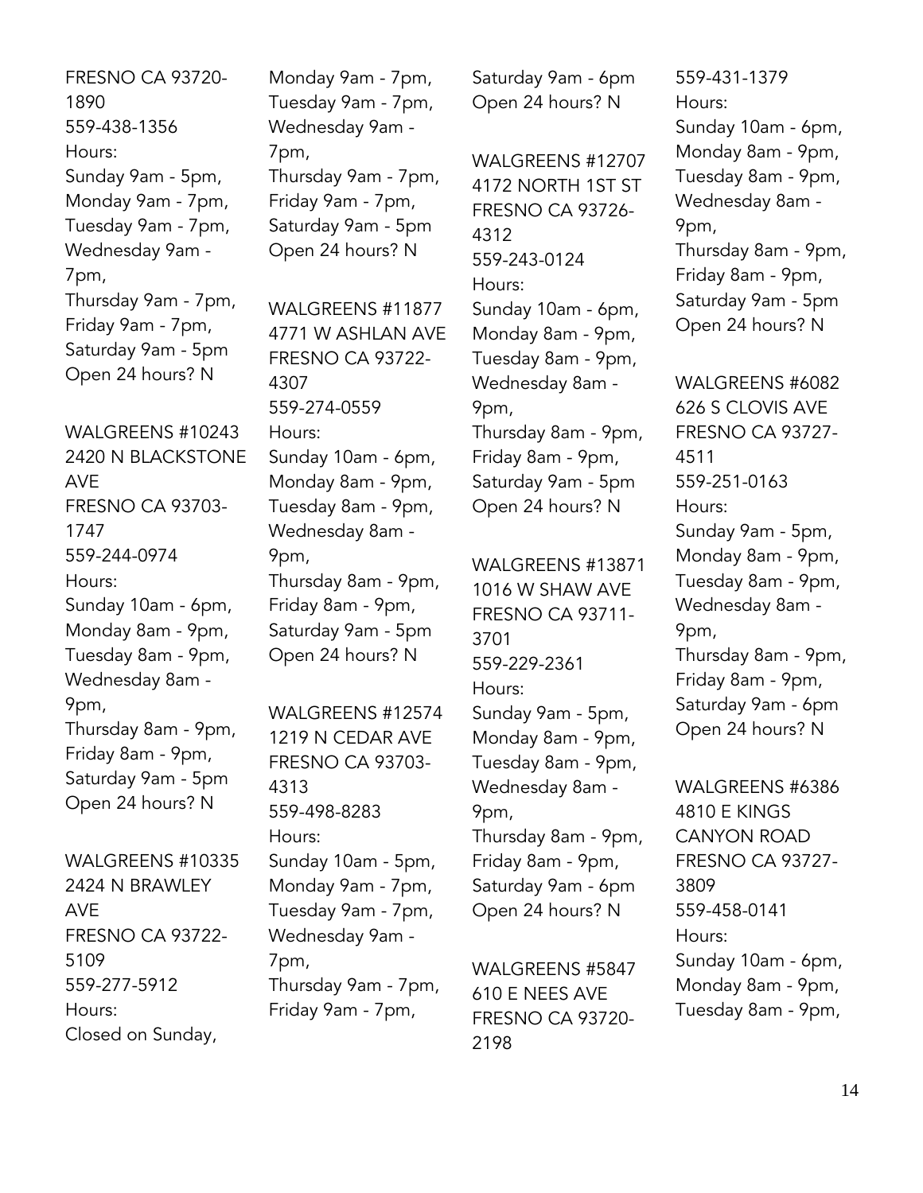FRESNO CA 93720-1890
559-438-1356
Hours:
Sunday 9am - 5pm,
Monday 9am - 7pm,
Tuesday 9am - 7pm,
Wednesday 9am - 7pm,
Thursday 9am - 7pm,
Friday 9am - 7pm,
Saturday 9am - 5pm
Open 24 hours? N

WALGREENS #10243
2420 N BLACKSTONE AVE
FRESNO CA 93703-1747
559-244-0974
Hours:
Sunday 10am - 6pm,
Monday 8am - 9pm,
Tuesday 8am - 9pm,
Wednesday 8am - 9pm,
Thursday 8am - 9pm,
Friday 8am - 9pm,
Saturday 9am - 5pm
Open 24 hours? N

WALGREENS #10335
2424 N BRAWLEY AVE
FRESNO CA 93722-5109
559-277-5912
Hours:
Closed on Sunday,
Monday 9am - 7pm,
Tuesday 9am - 7pm,
Wednesday 9am - 7pm,
Thursday 9am - 7pm,
Friday 9am - 7pm,
Saturday 9am - 5pm
Open 24 hours? N

WALGREENS #11877
4771 W ASHLAN AVE
FRESNO CA 93722-4307
559-274-0559
Hours:
Sunday 10am - 6pm,
Monday 8am - 9pm,
Tuesday 8am - 9pm,
Wednesday 8am - 9pm,
Thursday 8am - 9pm,
Friday 8am - 9pm,
Saturday 9am - 5pm
Open 24 hours? N

WALGREENS #12574
1219 N CEDAR AVE
FRESNO CA 93703-4313
559-498-8283
Hours:
Sunday 10am - 5pm,
Monday 9am - 7pm,
Tuesday 9am - 7pm,
Wednesday 9am - 7pm,
Thursday 9am - 7pm,
Friday 9am - 7pm,
Saturday 9am - 6pm
Open 24 hours? N

WALGREENS #12707
4172 NORTH 1ST ST
FRESNO CA 93726-4312
559-243-0124
Hours:
Sunday 10am - 6pm,
Monday 8am - 9pm,
Tuesday 8am - 9pm,
Wednesday 8am - 9pm,
Thursday 8am - 9pm,
Friday 8am - 9pm,
Saturday 9am - 5pm
Open 24 hours? N

WALGREENS #13871
1016 W SHAW AVE
FRESNO CA 93711-3701
559-229-2361
Hours:
Sunday 9am - 5pm,
Monday 8am - 9pm,
Tuesday 8am - 9pm,
Wednesday 8am - 9pm,
Thursday 8am - 9pm,
Friday 8am - 9pm,
Saturday 9am - 6pm
Open 24 hours? N

WALGREENS #5847
610 E NEES AVE
FRESNO CA 93720-2198
559-431-1379
Hours:
Sunday 10am - 6pm,
Monday 8am - 9pm,
Tuesday 8am - 9pm,
Wednesday 8am - 9pm,
Thursday 8am - 9pm,
Friday 8am - 9pm,
Saturday 9am - 5pm
Open 24 hours? N

WALGREENS #6082
626 S CLOVIS AVE
FRESNO CA 93727-4511
559-251-0163
Hours:
Sunday 9am - 5pm,
Monday 8am - 9pm,
Tuesday 8am - 9pm,
Wednesday 8am - 9pm,
Thursday 8am - 9pm,
Friday 8am - 9pm,
Saturday 9am - 6pm
Open 24 hours? N

WALGREENS #6386
4810 E KINGS CANYON ROAD
FRESNO CA 93727-3809
559-458-0141
Hours:
Sunday 10am - 6pm,
Monday 8am - 9pm,
Tuesday 8am - 9pm,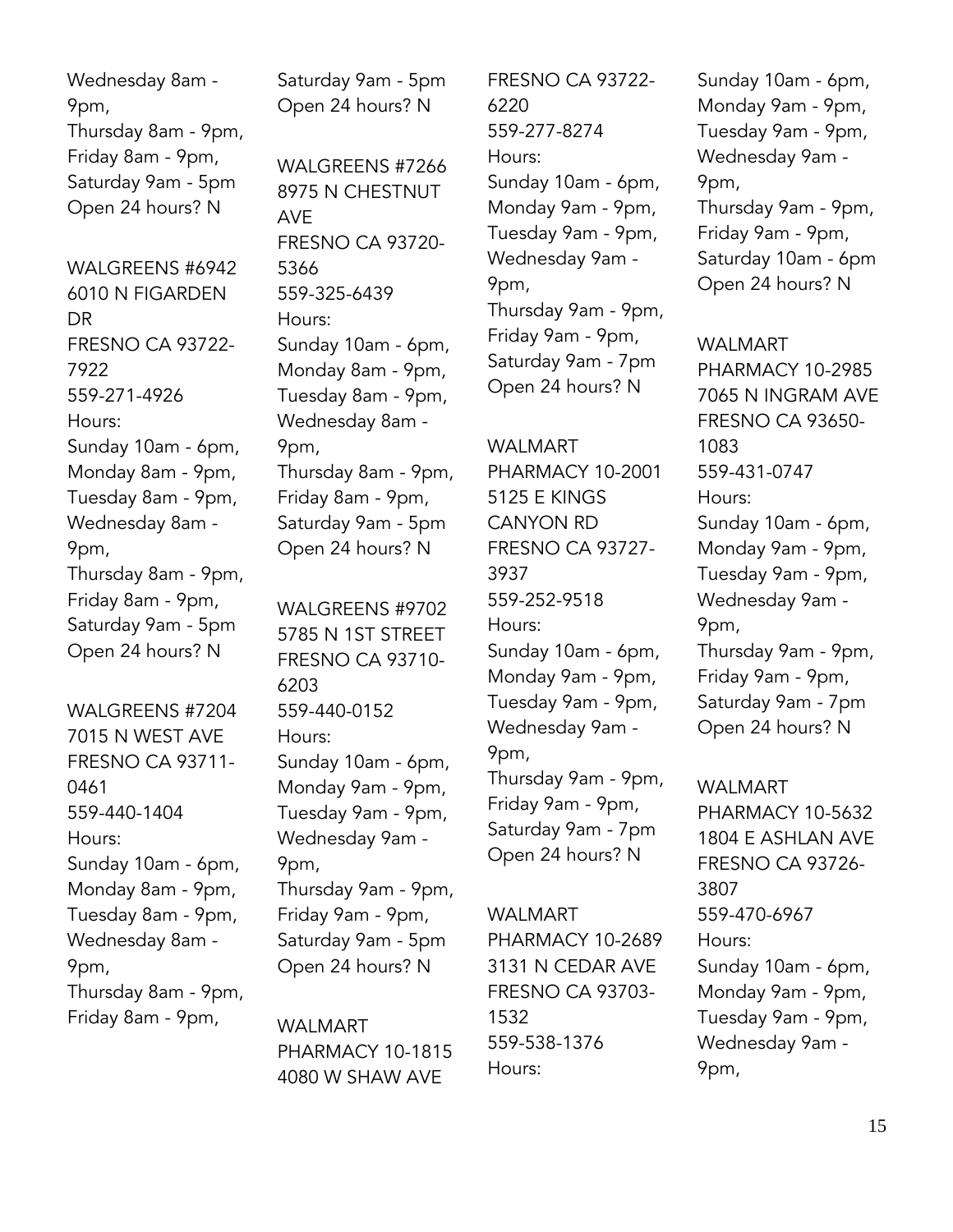Wednesday 8am - 9pm,
Thursday 8am - 9pm,
Friday 8am - 9pm,
Saturday 9am - 5pm
Open 24 hours? N

WALGREENS #6942
6010 N FIGARDEN DR
FRESNO CA 93722-7922
559-271-4926
Hours:
Sunday 10am - 6pm,
Monday 8am - 9pm,
Tuesday 8am - 9pm,
Wednesday 8am - 9pm,
Thursday 8am - 9pm,
Friday 8am - 9pm,
Saturday 9am - 5pm
Open 24 hours? N

WALGREENS #7204
7015 N WEST AVE
FRESNO CA 93711-0461
559-440-1404
Hours:
Sunday 10am - 6pm,
Monday 8am - 9pm,
Tuesday 8am - 9pm,
Wednesday 8am - 9pm,
Thursday 8am - 9pm,
Friday 8am - 9pm,
Saturday 9am - 5pm
Open 24 hours? N

WALGREENS #7266
8975 N CHESTNUT AVE
FRESNO CA 93720-5366
559-325-6439
Hours:
Sunday 10am - 6pm,
Monday 8am - 9pm,
Tuesday 8am - 9pm,
Wednesday 8am - 9pm,
Thursday 8am - 9pm,
Friday 8am - 9pm,
Saturday 9am - 5pm
Open 24 hours? N

WALGREENS #9702
5785 N 1ST STREET
FRESNO CA 93710-6203
559-440-0152
Hours:
Sunday 10am - 6pm,
Monday 9am - 9pm,
Tuesday 9am - 9pm,
Wednesday 9am - 9pm,
Thursday 9am - 9pm,
Friday 9am - 9pm,
Saturday 9am - 5pm
Open 24 hours? N

WALMART PHARMACY 10-1815
4080 W SHAW AVE
FRESNO CA 93722-6220
559-277-8274
Hours:
Sunday 10am - 6pm,
Monday 9am - 9pm,
Tuesday 9am - 9pm,
Wednesday 9am - 9pm,
Thursday 9am - 9pm,
Friday 9am - 9pm,
Saturday 9am - 7pm
Open 24 hours? N

WALMART PHARMACY 10-2001
5125 E KINGS CANYON RD
FRESNO CA 93727-3937
559-252-9518
Hours:
Sunday 10am - 6pm,
Monday 9am - 9pm,
Tuesday 9am - 9pm,
Wednesday 9am - 9pm,
Thursday 9am - 9pm,
Friday 9am - 9pm,
Saturday 9am - 7pm
Open 24 hours? N

WALMART PHARMACY 10-2689
3131 N CEDAR AVE
FRESNO CA 93703-1532
559-538-1376
Hours:
Sunday 10am - 6pm,
Monday 9am - 9pm,
Tuesday 9am - 9pm,
Wednesday 9am - 9pm,
Thursday 9am - 9pm,
Friday 9am - 9pm,
Saturday 10am - 6pm
Open 24 hours? N

WALMART PHARMACY 10-2985
7065 N INGRAM AVE
FRESNO CA 93650-1083
559-431-0747
Hours:
Sunday 10am - 6pm,
Monday 9am - 9pm,
Tuesday 9am - 9pm,
Wednesday 9am - 9pm,
Thursday 9am - 9pm,
Friday 9am - 9pm,
Saturday 9am - 7pm
Open 24 hours? N

WALMART PHARMACY 10-5632
1804 E ASHLAN AVE
FRESNO CA 93726-3807
559-470-6967
Hours:
Sunday 10am - 6pm,
Monday 9am - 9pm,
Tuesday 9am - 9pm,
Wednesday 9am - 9pm,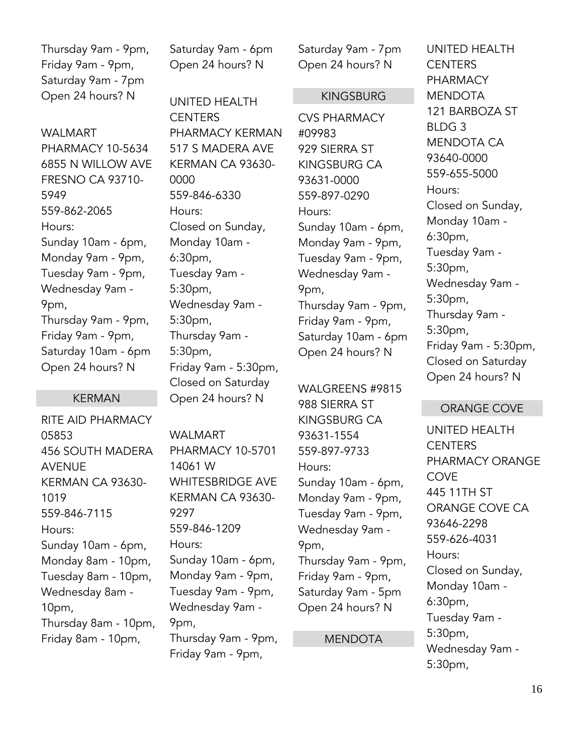Thursday 9am - 9pm,
Friday 9am - 9pm,
Saturday 9am - 7pm
Open 24 hours? N

WALMART PHARMACY 10-5634
6855 N WILLOW AVE
FRESNO CA 93710-5949
559-862-2065
Hours:
Sunday 10am - 6pm,
Monday 9am - 9pm,
Tuesday 9am - 9pm,
Wednesday 9am - 9pm,
Thursday 9am - 9pm,
Friday 9am - 9pm,
Saturday 10am - 6pm
Open 24 hours? N

## KERMAN

RITE AID PHARMACY 05853
456 SOUTH MADERA AVENUE
KERMAN CA 93630-1019
559-846-7115
Hours:
Sunday 10am - 6pm,
Monday 8am - 10pm,
Tuesday 8am - 10pm,
Wednesday 8am - 10pm,
Thursday 8am - 10pm,
Friday 8am - 10pm,
Saturday 9am - 6pm
Open 24 hours? N

UNITED HEALTH CENTERS PHARMACY KERMAN
517 S MADERA AVE
KERMAN CA 93630-0000
559-846-6330
Hours:
Closed on Sunday,
Monday 10am - 6:30pm,
Tuesday 9am - 5:30pm,
Wednesday 9am - 5:30pm,
Thursday 9am - 5:30pm,
Friday 9am - 5:30pm,
Closed on Saturday
Open 24 hours? N

WALMART PHARMACY 10-5701
14061 W WHITESBRIDGE AVE
KERMAN CA 93630-9297
559-846-1209
Hours:
Sunday 10am - 6pm,
Monday 9am - 9pm,
Tuesday 9am - 9pm,
Wednesday 9am - 9pm,
Thursday 9am - 9pm,
Friday 9am - 9pm,
Saturday 9am - 7pm
Open 24 hours? N

## KINGSBURG

CVS PHARMACY #09983
929 SIERRA ST
KINGSBURG CA 93631-0000
559-897-0290
Hours:
Sunday 10am - 6pm,
Monday 9am - 9pm,
Tuesday 9am - 9pm,
Wednesday 9am - 9pm,
Thursday 9am - 9pm,
Friday 9am - 9pm,
Saturday 10am - 6pm
Open 24 hours? N

WALGREENS #9815
988 SIERRA ST
KINGSBURG CA 93631-1554
559-897-9733
Hours:
Sunday 10am - 6pm,
Monday 9am - 9pm,
Tuesday 9am - 9pm,
Wednesday 9am - 9pm,
Thursday 9am - 9pm,
Friday 9am - 9pm,
Saturday 9am - 5pm
Open 24 hours? N

## MENDOTA

UNITED HEALTH CENTERS PHARMACY MENDOTA
121 BARBOZA ST BLDG 3
MENDOTA CA 93640-0000
559-655-5000
Hours:
Closed on Sunday,
Monday 10am - 6:30pm,
Tuesday 9am - 5:30pm,
Wednesday 9am - 5:30pm,
Thursday 9am - 5:30pm,
Friday 9am - 5:30pm,
Closed on Saturday
Open 24 hours? N

## ORANGE COVE

UNITED HEALTH CENTERS PHARMACY ORANGE COVE
445 11TH ST
ORANGE COVE CA 93646-2298
559-626-4031
Hours:
Closed on Sunday,
Monday 10am - 6:30pm,
Tuesday 9am - 5:30pm,
Wednesday 9am - 5:30pm,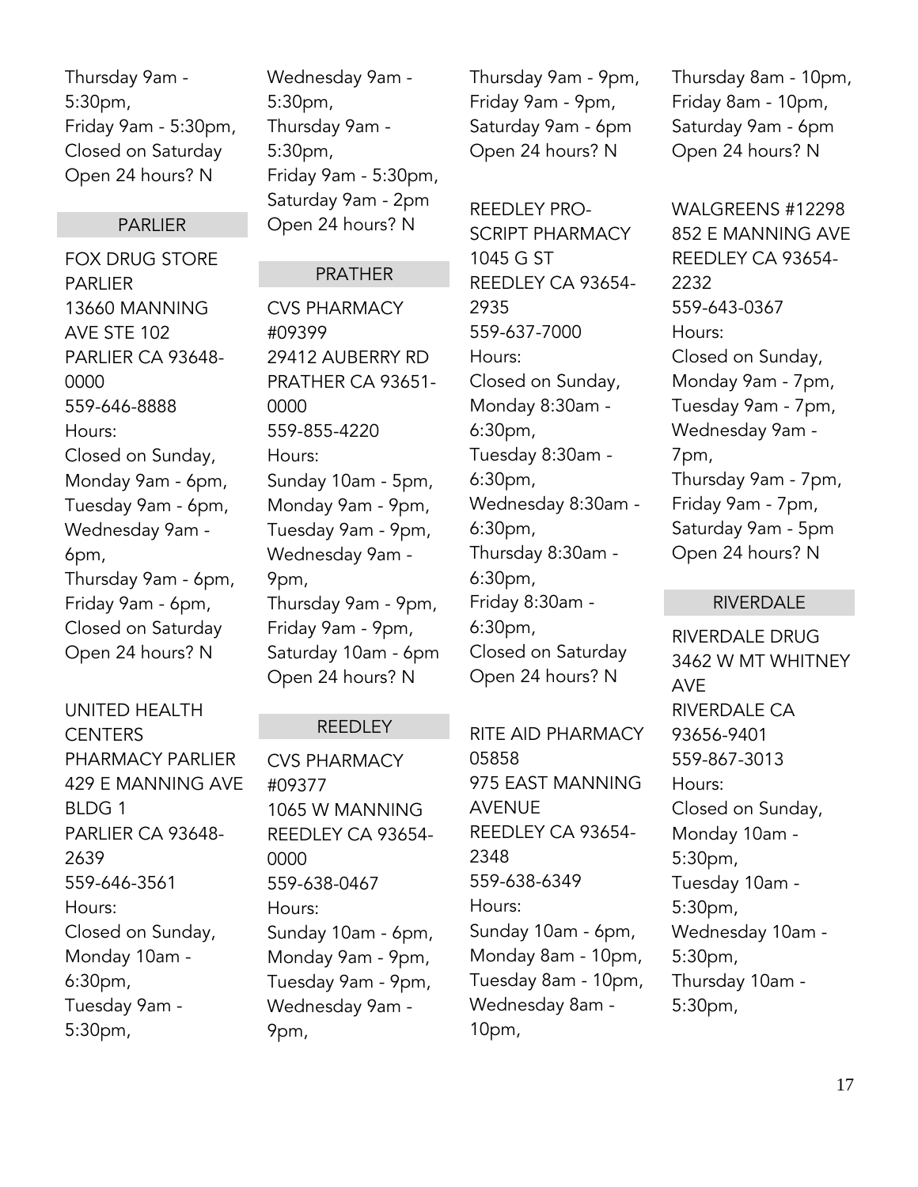Thursday 9am - 5:30pm,
Friday 9am - 5:30pm,
Closed on Saturday
Open 24 hours? N

## PARLIER

FOX DRUG STORE PARLIER
13660 MANNING AVE STE 102
PARLIER CA 93648-0000
559-646-8888
Hours:
Closed on Sunday,
Monday 9am - 6pm,
Tuesday 9am - 6pm,
Wednesday 9am - 6pm,
Thursday 9am - 6pm,
Friday 9am - 6pm,
Closed on Saturday
Open 24 hours? N

UNITED HEALTH CENTERS PHARMACY PARLIER
429 E MANNING AVE BLDG 1
PARLIER CA 93648-2639
559-646-3561
Hours:
Closed on Sunday,
Monday 10am - 6:30pm,
Tuesday 9am - 5:30pm,
Wednesday 9am - 5:30pm,
Thursday 9am - 5:30pm,
Friday 9am - 5:30pm,
Saturday 9am - 2pm
Open 24 hours? N

## PRATHER

CVS PHARMACY #09399
29412 AUBERRY RD
PRATHER CA 93651-0000
559-855-4220
Hours:
Sunday 10am - 5pm,
Monday 9am - 9pm,
Tuesday 9am - 9pm,
Wednesday 9am - 9pm,
Thursday 9am - 9pm,
Friday 9am - 9pm,
Saturday 10am - 6pm
Open 24 hours? N

## REEDLEY

CVS PHARMACY #09377
1065 W MANNING
REEDLEY CA 93654-0000
559-638-0467
Hours:
Sunday 10am - 6pm,
Monday 9am - 9pm,
Tuesday 9am - 9pm,
Wednesday 9am - 9pm,
Thursday 9am - 9pm,
Friday 9am - 9pm,
Saturday 9am - 6pm
Open 24 hours? N

REEDLEY PRO-SCRIPT PHARMACY
1045 G ST
REEDLEY CA 93654-2935
559-637-7000
Hours:
Closed on Sunday,
Monday 8:30am - 6:30pm,
Tuesday 8:30am - 6:30pm,
Wednesday 8:30am - 6:30pm,
Thursday 8:30am - 6:30pm,
Friday 8:30am - 6:30pm,
Closed on Saturday
Open 24 hours? N

RITE AID PHARMACY 05858
975 EAST MANNING AVENUE
REEDLEY CA 93654-2348
559-638-6349
Hours:
Sunday 10am - 6pm,
Monday 8am - 10pm,
Tuesday 8am - 10pm,
Wednesday 8am - 10pm,
Thursday 8am - 10pm,
Friday 8am - 10pm,
Saturday 9am - 6pm
Open 24 hours? N

WALGREENS #12298
852 E MANNING AVE
REEDLEY CA 93654-2232
559-643-0367
Hours:
Closed on Sunday,
Monday 9am - 7pm,
Tuesday 9am - 7pm,
Wednesday 9am - 7pm,
Thursday 9am - 7pm,
Friday 9am - 7pm,
Saturday 9am - 5pm
Open 24 hours? N

## RIVERDALE

RIVERDALE DRUG
3462 W MT WHITNEY AVE
RIVERDALE CA 93656-9401
559-867-3013
Hours:
Closed on Sunday,
Monday 10am - 5:30pm,
Tuesday 10am - 5:30pm,
Wednesday 10am - 5:30pm,
Thursday 10am - 5:30pm,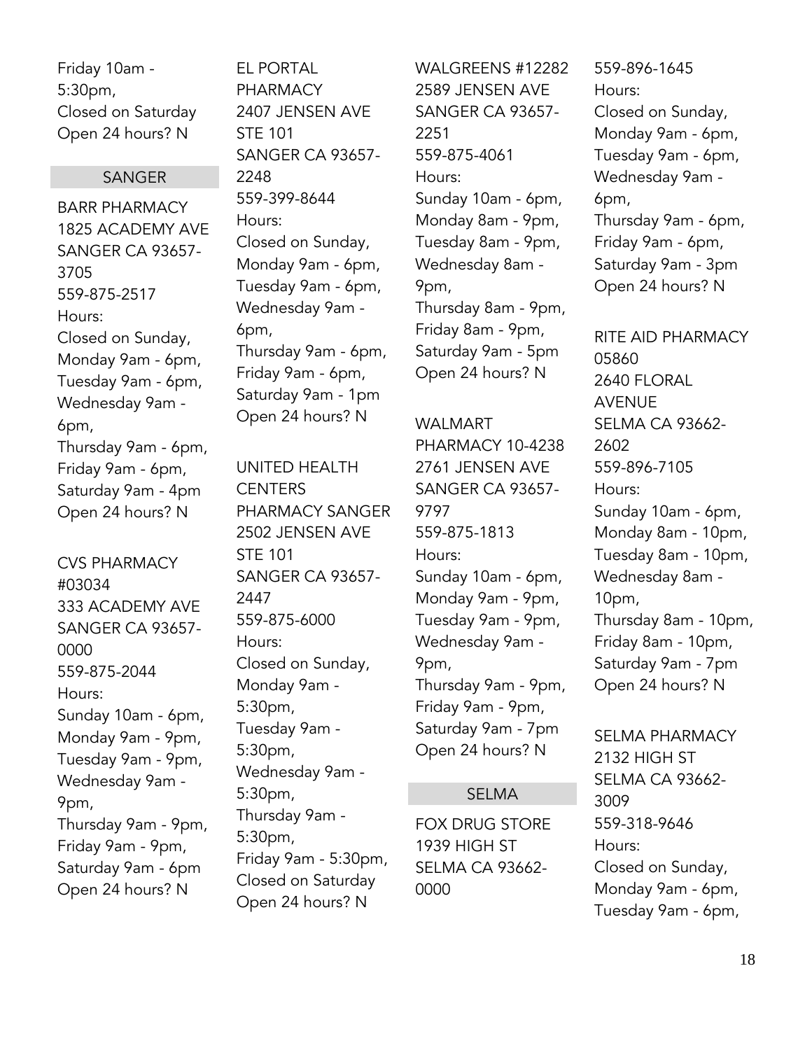Friday 10am - 5:30pm,
Closed on Saturday
Open 24 hours? N

## SANGER

BARR PHARMACY
1825 ACADEMY AVE
SANGER CA 93657-3705
559-875-2517
Hours:
Closed on Sunday,
Monday 9am - 6pm,
Tuesday 9am - 6pm,
Wednesday 9am - 6pm,
Thursday 9am - 6pm,
Friday 9am - 6pm,
Saturday 9am - 4pm
Open 24 hours? N

CVS PHARMACY #03034
333 ACADEMY AVE
SANGER CA 93657-0000
559-875-2044
Hours:
Sunday 10am - 6pm,
Monday 9am - 9pm,
Tuesday 9am - 9pm,
Wednesday 9am - 9pm,
Thursday 9am - 9pm,
Friday 9am - 9pm,
Saturday 9am - 6pm
Open 24 hours? N

EL PORTAL PHARMACY
2407 JENSEN AVE STE 101
SANGER CA 93657-2248
559-399-8644
Hours:
Closed on Sunday,
Monday 9am - 6pm,
Tuesday 9am - 6pm,
Wednesday 9am - 6pm,
Thursday 9am - 6pm,
Friday 9am - 6pm,
Saturday 9am - 1pm
Open 24 hours? N

UNITED HEALTH CENTERS PHARMACY SANGER
2502 JENSEN AVE STE 101
SANGER CA 93657-2447
559-875-6000
Hours:
Closed on Sunday,
Monday 9am - 5:30pm,
Tuesday 9am - 5:30pm,
Wednesday 9am - 5:30pm,
Thursday 9am - 5:30pm,
Friday 9am - 5:30pm,
Closed on Saturday
Open 24 hours? N

WALGREENS #12282
2589 JENSEN AVE
SANGER CA 93657-2251
559-875-4061
Hours:
Sunday 10am - 6pm,
Monday 8am - 9pm,
Tuesday 8am - 9pm,
Wednesday 8am - 9pm,
Thursday 8am - 9pm,
Friday 8am - 9pm,
Saturday 9am - 5pm
Open 24 hours? N

WALMART PHARMACY 10-4238
2761 JENSEN AVE
SANGER CA 93657-9797
559-875-1813
Hours:
Sunday 10am - 6pm,
Monday 9am - 9pm,
Tuesday 9am - 9pm,
Wednesday 9am - 9pm,
Thursday 9am - 9pm,
Friday 9am - 9pm,
Saturday 9am - 7pm
Open 24 hours? N

## SELMA

FOX DRUG STORE
1939 HIGH ST
SELMA CA 93662-0000
559-896-1645
Hours:
Closed on Sunday,
Monday 9am - 6pm,
Tuesday 9am - 6pm,
Wednesday 9am - 6pm,
Thursday 9am - 6pm,
Friday 9am - 6pm,
Saturday 9am - 3pm
Open 24 hours? N

RITE AID PHARMACY 05860
2640 FLORAL AVENUE
SELMA CA 93662-2602
559-896-7105
Hours:
Sunday 10am - 6pm,
Monday 8am - 10pm,
Tuesday 8am - 10pm,
Wednesday 8am - 10pm,
Thursday 8am - 10pm,
Friday 8am - 10pm,
Saturday 9am - 7pm
Open 24 hours? N

SELMA PHARMACY
2132 HIGH ST
SELMA CA 93662-3009
559-318-9646
Hours:
Closed on Sunday,
Monday 9am - 6pm,
Tuesday 9am - 6pm,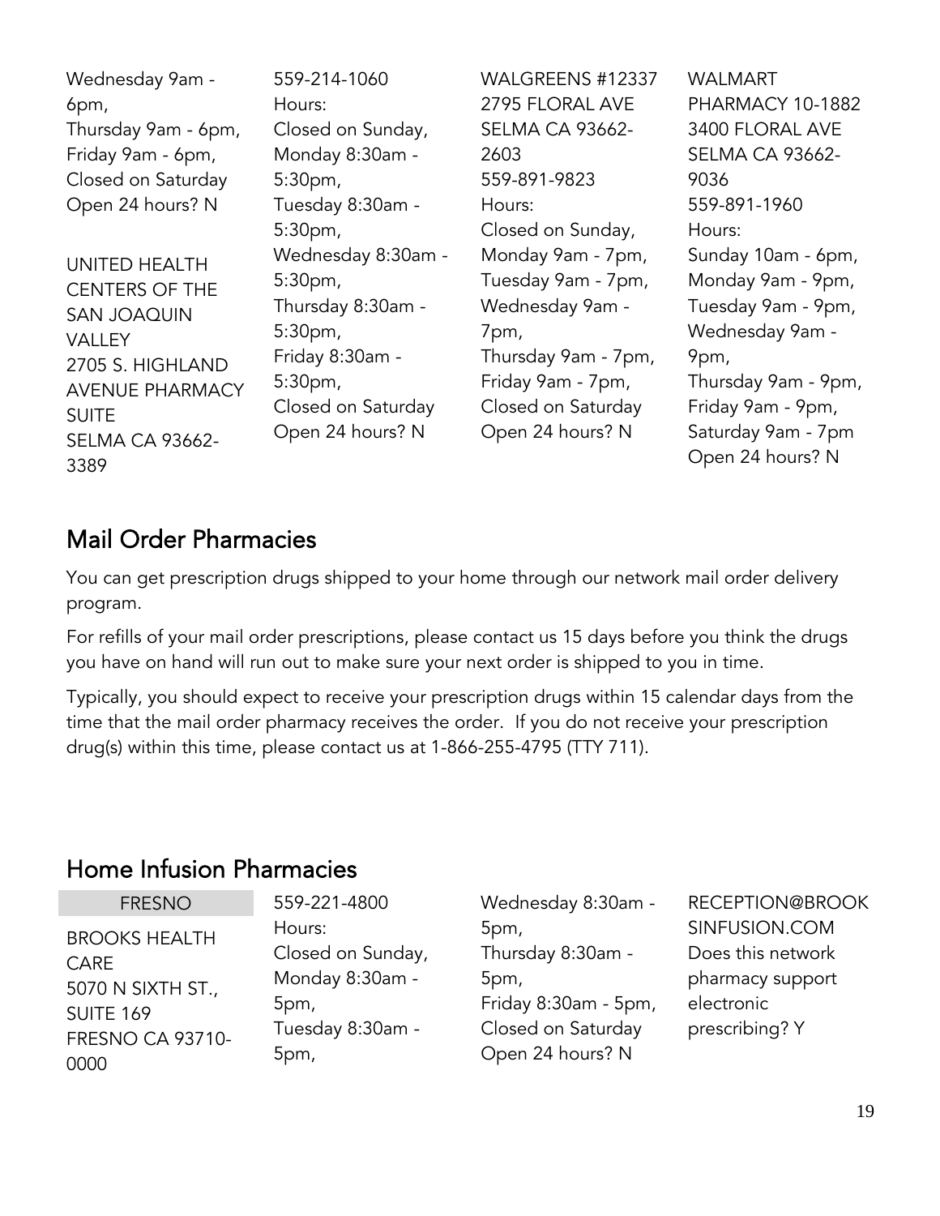Wednesday 9am - 6pm,
Thursday 9am - 6pm,
Friday 9am - 6pm,
Closed on Saturday
Open 24 hours? N

UNITED HEALTH CENTERS OF THE SAN JOAQUIN VALLEY
2705 S. HIGHLAND AVENUE PHARMACY SUITE
SELMA CA 93662-3389
559-214-1060
Hours:
Closed on Sunday,
Monday 8:30am - 5:30pm,
Tuesday 8:30am - 5:30pm,
Wednesday 8:30am - 5:30pm,
Thursday 8:30am - 5:30pm,
Friday 8:30am - 5:30pm,
Closed on Saturday
Open 24 hours? N

WALGREENS #12337
2795 FLORAL AVE
SELMA CA 93662-2603
559-891-9823
Hours:
Closed on Sunday,
Monday 9am - 7pm,
Tuesday 9am - 7pm,
Wednesday 9am - 7pm,
Thursday 9am - 7pm,
Friday 9am - 7pm,
Closed on Saturday
Open 24 hours? N

WALMART PHARMACY 10-1882
3400 FLORAL AVE
SELMA CA 93662-9036
559-891-1960
Hours:
Sunday 10am - 6pm,
Monday 9am - 9pm,
Tuesday 9am - 9pm,
Wednesday 9am - 9pm,
Thursday 9am - 9pm,
Friday 9am - 9pm,
Saturday 9am - 7pm
Open 24 hours? N

## Mail Order Pharmacies

You can get prescription drugs shipped to your home through our network mail order delivery program.

For refills of your mail order prescriptions, please contact us 15 days before you think the drugs you have on hand will run out to make sure your next order is shipped to you in time.

Typically, you should expect to receive your prescription drugs within 15 calendar days from the time that the mail order pharmacy receives the order. If you do not receive your prescription drug(s) within this time, please contact us at 1-866-255-4795 (TTY 711).

## Home Infusion Pharmacies

### FRESNO

BROOKS HEALTH CARE
5070 N SIXTH ST., SUITE 169
FRESNO CA 93710-0000
559-221-4800
Hours:
Closed on Sunday,
Monday 8:30am - 5pm,
Tuesday 8:30am - 5pm,
Wednesday 8:30am - 5pm,
Thursday 8:30am - 5pm,
Friday 8:30am - 5pm,
Closed on Saturday
Open 24 hours? N
RECEPTION@BROOKSINFUSION.COM
Does this network pharmacy support electronic prescribing? Y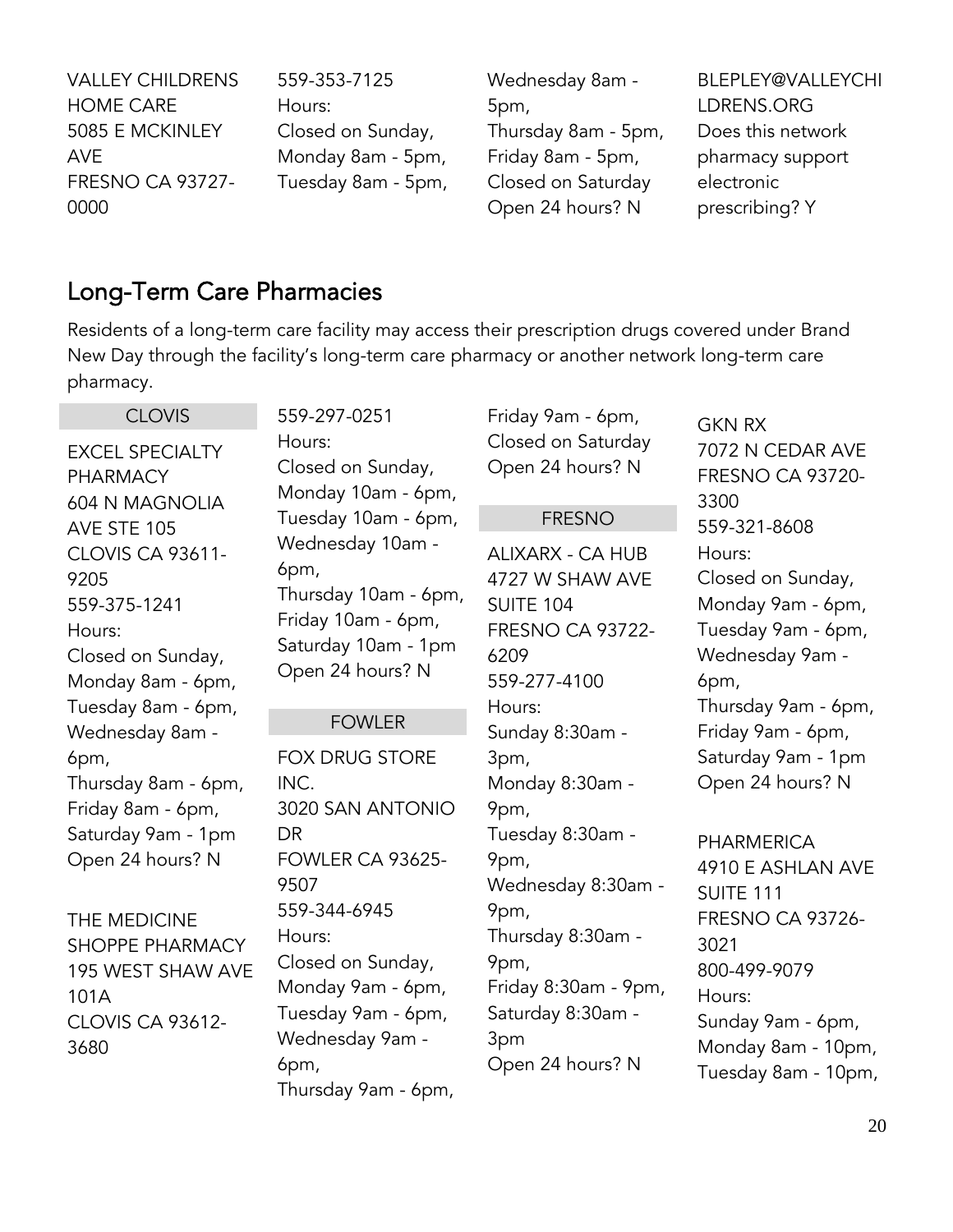VALLEY CHILDRENS HOME CARE
5085 E MCKINLEY AVE
FRESNO CA 93727-0000
559-353-7125
Hours:
Closed on Sunday,
Monday 8am - 5pm,
Tuesday 8am - 5pm,
Wednesday 8am - 5pm,
Thursday 8am - 5pm,
Friday 8am - 5pm,
Closed on Saturday
Open 24 hours? N
BLEPLEY@VALLEYCHILDRENS.ORG
Does this network pharmacy support electronic prescribing? Y

## Long-Term Care Pharmacies

Residents of a long-term care facility may access their prescription drugs covered under Brand New Day through the facility's long-term care pharmacy or another network long-term care pharmacy.

### CLOVIS

EXCEL SPECIALTY PHARMACY
604 N MAGNOLIA AVE STE 105
CLOVIS CA 93611-9205
559-375-1241
Hours:
Closed on Sunday,
Monday 8am - 6pm,
Tuesday 8am - 6pm,
Wednesday 8am - 6pm,
Thursday 8am - 6pm,
Friday 8am - 6pm,
Saturday 9am - 1pm
Open 24 hours? N

THE MEDICINE SHOPPE PHARMACY
195 WEST SHAW AVE 101A
CLOVIS CA 93612-3680
559-297-0251
Hours:
Closed on Sunday,
Monday 10am - 6pm,
Tuesday 10am - 6pm,
Wednesday 10am - 6pm,
Thursday 10am - 6pm,
Friday 10am - 6pm,
Saturday 10am - 1pm
Open 24 hours? N

### FOWLER

FOX DRUG STORE INC.
3020 SAN ANTONIO DR
FOWLER CA 93625-9507
559-344-6945
Hours:
Closed on Sunday,
Monday 9am - 6pm,
Tuesday 9am - 6pm,
Wednesday 9am - 6pm,
Thursday 9am - 6pm,
Friday 9am - 6pm,
Closed on Saturday
Open 24 hours? N

### FRESNO

ALIXARX - CA HUB
4727 W SHAW AVE SUITE 104
FRESNO CA 93722-6209
559-277-4100
Hours:
Sunday 8:30am - 3pm,
Monday 8:30am - 9pm,
Tuesday 8:30am - 9pm,
Wednesday 8:30am - 9pm,
Thursday 8:30am - 9pm,
Friday 8:30am - 9pm,
Saturday 8:30am - 3pm
Open 24 hours? N

GKN RX
7072 N CEDAR AVE
FRESNO CA 93720-3300
559-321-8608
Hours:
Closed on Sunday,
Monday 9am - 6pm,
Tuesday 9am - 6pm,
Wednesday 9am - 6pm,
Thursday 9am - 6pm,
Friday 9am - 6pm,
Saturday 9am - 1pm
Open 24 hours? N

PHARMERICA
4910 E ASHLAN AVE SUITE 111
FRESNO CA 93726-3021
800-499-9079
Hours:
Sunday 9am - 6pm,
Monday 8am - 10pm,
Tuesday 8am - 10pm,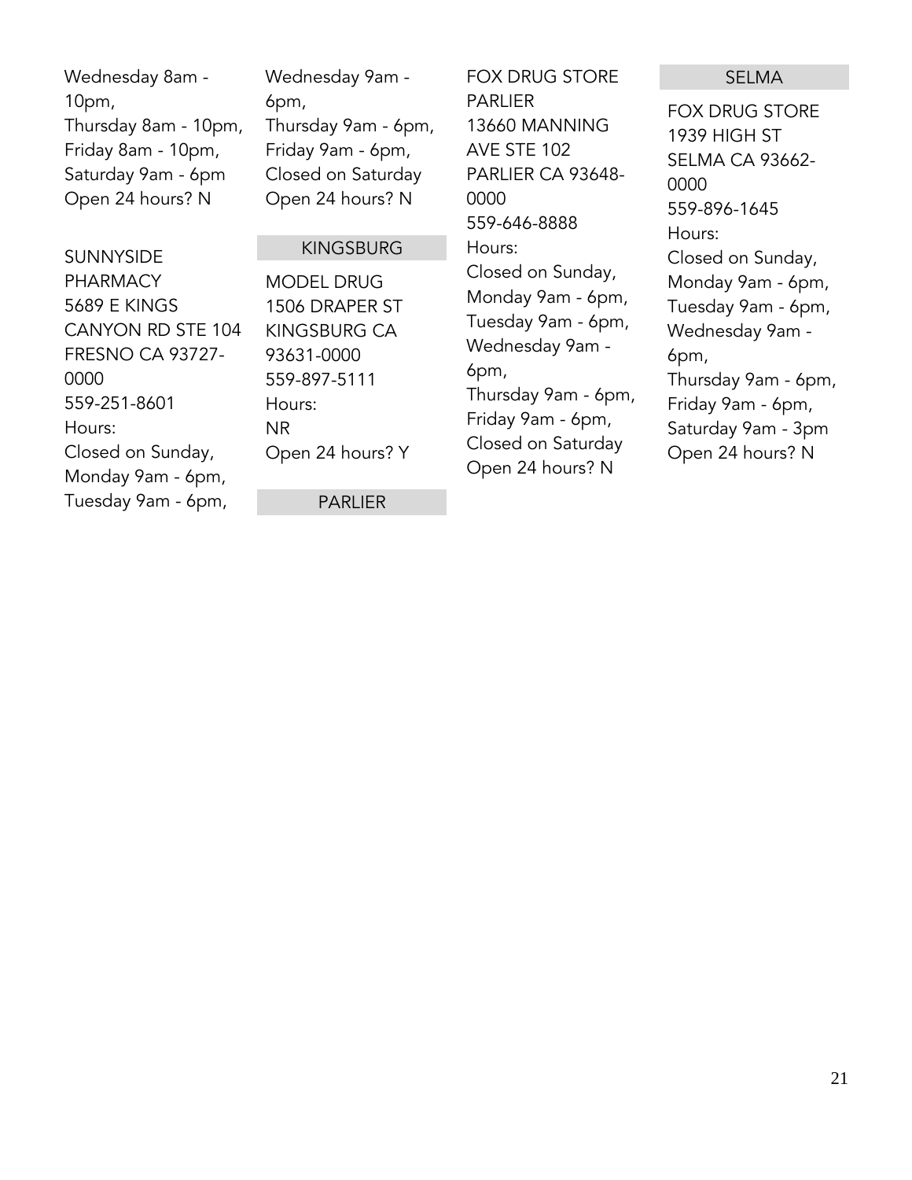Wednesday 8am - 10pm,
Thursday 8am - 10pm,
Friday 8am - 10pm,
Saturday 9am - 6pm
Open 24 hours? N

SUNNYSIDE PHARMACY
5689 E KINGS CANYON RD STE 104
FRESNO CA 93727-0000
559-251-8601
Hours:
Closed on Sunday,
Monday 9am - 6pm,
Tuesday 9am - 6pm,
Wednesday 9am - 6pm,
Thursday 9am - 6pm,
Friday 9am - 6pm,
Closed on Saturday
Open 24 hours? N

## KINGSBURG

MODEL DRUG
1506 DRAPER ST
KINGSBURG CA 93631-0000
559-897-5111
Hours:
NR
Open 24 hours? Y

## PARLIER

FOX DRUG STORE PARLIER
13660 MANNING AVE STE 102
PARLIER CA 93648-0000
559-646-8888
Hours:
Closed on Sunday,
Monday 9am - 6pm,
Tuesday 9am - 6pm,
Wednesday 9am - 6pm,
Thursday 9am - 6pm,
Friday 9am - 6pm,
Closed on Saturday
Open 24 hours? N

## SELMA

FOX DRUG STORE
1939 HIGH ST
SELMA CA 93662-0000
559-896-1645
Hours:
Closed on Sunday,
Monday 9am - 6pm,
Tuesday 9am - 6pm,
Wednesday 9am - 6pm,
Thursday 9am - 6pm,
Friday 9am - 6pm,
Saturday 9am - 3pm
Open 24 hours? N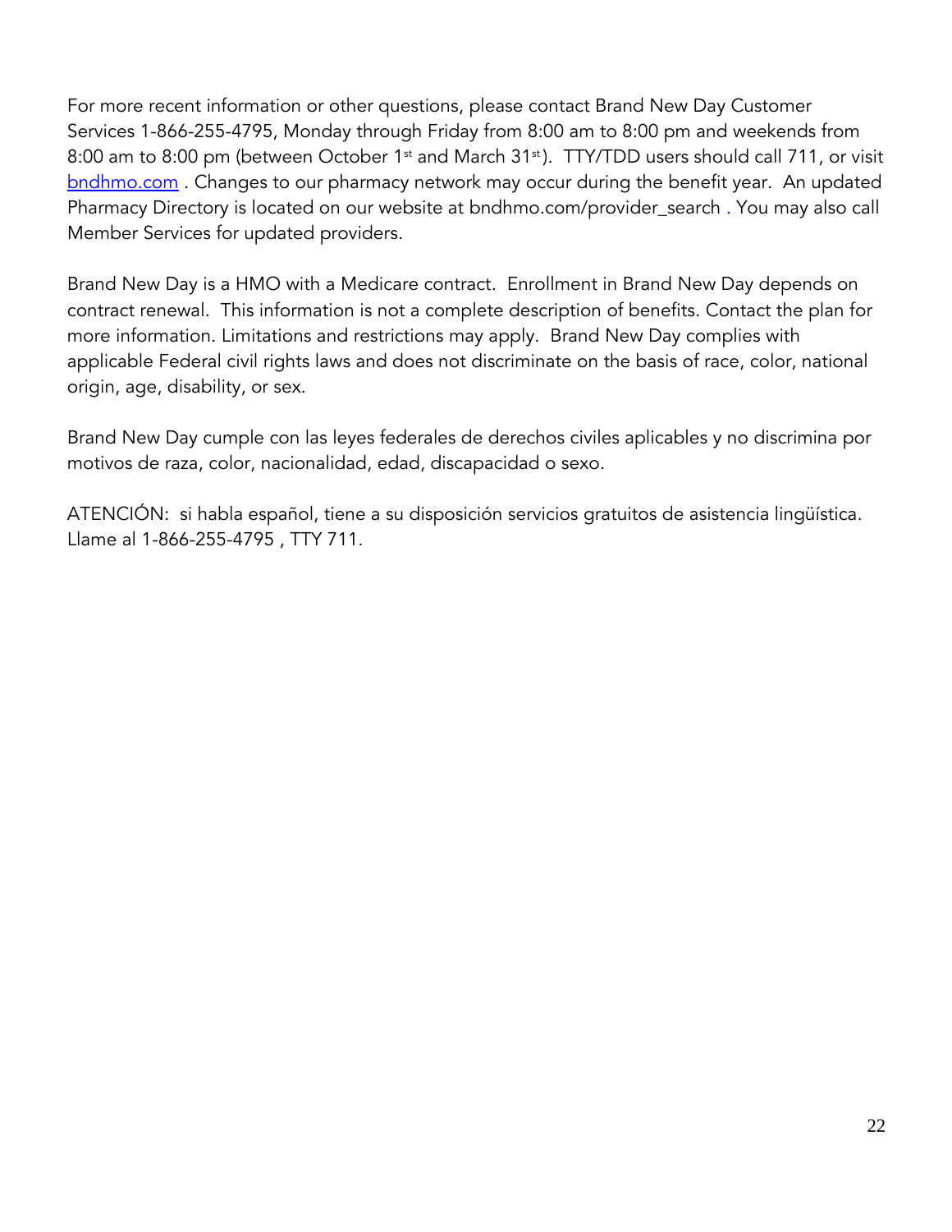For more recent information or other questions, please contact Brand New Day Customer Services 1-866-255-4795, Monday through Friday from 8:00 am to 8:00 pm and weekends from 8:00 am to 8:00 pm (between October 1st and March 31st). TTY/TDD users should call 711, or visit [bndhmo.com](bndhmo.com) . Changes to our pharmacy network may occur during the benefit year. An updated Pharmacy Directory is located on our website at bndhmo.com/provider_search . You may also call Member Services for updated providers.

Brand New Day is a HMO with a Medicare contract. Enrollment in Brand New Day depends on contract renewal. This information is not a complete description of benefits. Contact the plan for more information. Limitations and restrictions may apply. Brand New Day complies with applicable Federal civil rights laws and does not discriminate on the basis of race, color, national origin, age, disability, or sex.

Brand New Day cumple con las leyes federales de derechos civiles aplicables y no discrimina por motivos de raza, color, nacionalidad, edad, discapacidad o sexo.

ATENCIÓN: si habla español, tiene a su disposición servicios gratuitos de asistencia lingüística. Llame al 1-866-255-4795 , TTY 711.